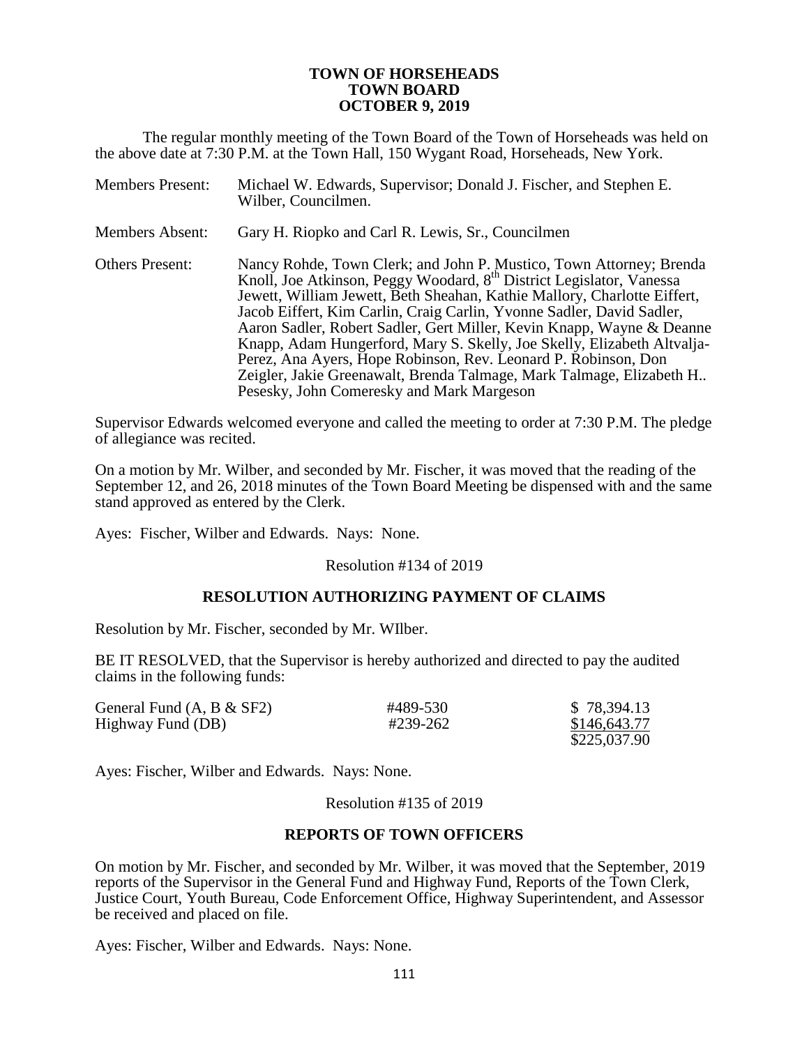**TOWN OF HORSEHEADS**
**TOWN BOARD**
**OCTOBER 9, 2019**

The regular monthly meeting of the Town Board of the Town of Horseheads was held on the above date at 7:30 P.M. at the Town Hall, 150 Wygant Road, Horseheads, New York.

| | |
|---|---|
| Members Present: | Michael W. Edwards, Supervisor; Donald J. Fischer, and Stephen E. Wilber, Councilmen. |
| Members Absent: | Gary H. Riopko and Carl R. Lewis, Sr., Councilmen |
| Others Present: | Nancy Rohde, Town Clerk; and John P. Mustico, Town Attorney; Brenda Knoll, Joe Atkinson, Peggy Woodard, 8th District Legislator, Vanessa Jewett, William Jewett, Beth Sheahan, Kathie Mallory, Charlotte Eiffert, Jacob Eiffert, Kim Carlin, Craig Carlin, Yvonne Sadler, David Sadler, Aaron Sadler, Robert Sadler, Gert Miller, Kevin Knapp, Wayne & Deanne Knapp, Adam Hungerford, Mary S. Skelly, Joe Skelly, Elizabeth Altvalja-Perez, Ana Ayers, Hope Robinson, Rev. Leonard P. Robinson, Don Zeigler, Jakie Greenawalt, Brenda Talmage, Mark Talmage, Elizabeth H.. Pesesky, John Comeresky and Mark Margeson |

Supervisor Edwards welcomed everyone and called the meeting to order at 7:30 P.M. The pledge of allegiance was recited.

On a motion by Mr. Wilber, and seconded by Mr. Fischer, it was moved that the reading of the September 12, and 26, 2018 minutes of the Town Board Meeting be dispensed with and the same stand approved as entered by the Clerk.

Ayes: Fischer, Wilber and Edwards. Nays: None.

Resolution #134 of 2019

## RESOLUTION AUTHORIZING PAYMENT OF CLAIMS

Resolution by Mr. Fischer, seconded by Mr. WIlber.

BE IT RESOLVED, that the Supervisor is hereby authorized and directed to pay the audited claims in the following funds:

| | | |
|---|---|---|
| General Fund (A, B & SF2) | #489-530 | $ 78,394.13 |
| Highway Fund (DB) | #239-262 | $146,643.77 |
| | | $225,037.90 |

Ayes: Fischer, Wilber and Edwards. Nays: None.

Resolution #135 of 2019

## REPORTS OF TOWN OFFICERS

On motion by Mr. Fischer, and seconded by Mr. Wilber, it was moved that the September, 2019 reports of the Supervisor in the General Fund and Highway Fund, Reports of the Town Clerk, Justice Court, Youth Bureau, Code Enforcement Office, Highway Superintendent, and Assessor be received and placed on file.

Ayes: Fischer, Wilber and Edwards. Nays: None.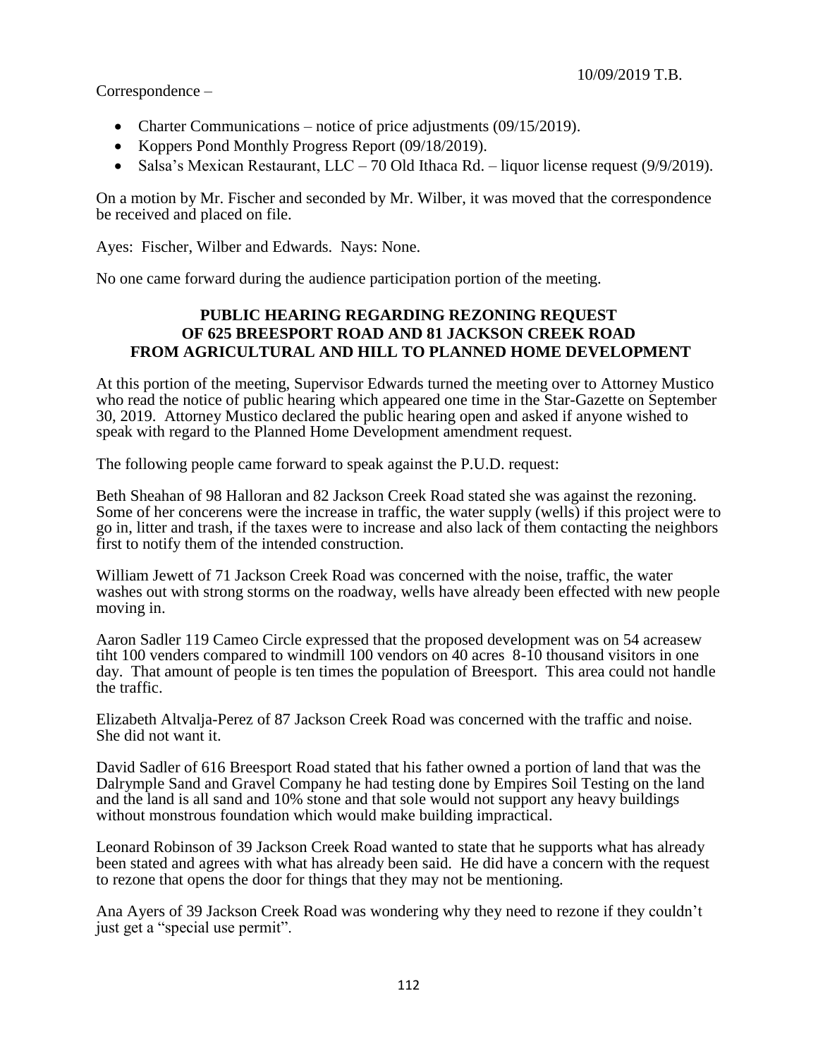Correspondence –

- Charter Communications – notice of price adjustments (09/15/2019).
- Koppers Pond Monthly Progress Report (09/18/2019).
- Salsa's Mexican Restaurant, LLC – 70 Old Ithaca Rd. – liquor license request (9/9/2019).

On a motion by Mr. Fischer and seconded by Mr. Wilber, it was moved that the correspondence be received and placed on file.

Ayes: Fischer, Wilber and Edwards. Nays: None.

No one came forward during the audience participation portion of the meeting.

**PUBLIC HEARING REGARDING REZONING REQUEST OF 625 BREESPORT ROAD AND 81 JACKSON CREEK ROAD FROM AGRICULTURAL AND HILL TO PLANNED HOME DEVELOPMENT**

At this portion of the meeting, Supervisor Edwards turned the meeting over to Attorney Mustico who read the notice of public hearing which appeared one time in the Star-Gazette on September 30, 2019. Attorney Mustico declared the public hearing open and asked if anyone wished to speak with regard to the Planned Home Development amendment request.

The following people came forward to speak against the P.U.D. request:

Beth Sheahan of 98 Halloran and 82 Jackson Creek Road stated she was against the rezoning. Some of her concerens were the increase in traffic, the water supply (wells) if this project were to go in, litter and trash, if the taxes were to increase and also lack of them contacting the neighbors first to notify them of the intended construction.

William Jewett of 71 Jackson Creek Road was concerned with the noise, traffic, the water washes out with strong storms on the roadway, wells have already been effected with new people moving in.

Aaron Sadler 119 Cameo Circle expressed that the proposed development was on 54 acreasew tiht 100 venders compared to windmill 100 vendors on 40 acres 8-10 thousand visitors in one day. That amount of people is ten times the population of Breesport. This area could not handle the traffic.

Elizabeth Altvalja-Perez of 87 Jackson Creek Road was concerned with the traffic and noise. She did not want it.

David Sadler of 616 Breesport Road stated that his father owned a portion of land that was the Dalrymple Sand and Gravel Company he had testing done by Empires Soil Testing on the land and the land is all sand and 10% stone and that sole would not support any heavy buildings without monstrous foundation which would make building impractical.

Leonard Robinson of 39 Jackson Creek Road wanted to state that he supports what has already been stated and agrees with what has already been said. He did have a concern with the request to rezone that opens the door for things that they may not be mentioning.

Ana Ayers of 39 Jackson Creek Road was wondering why they need to rezone if they couldn't just get a "special use permit".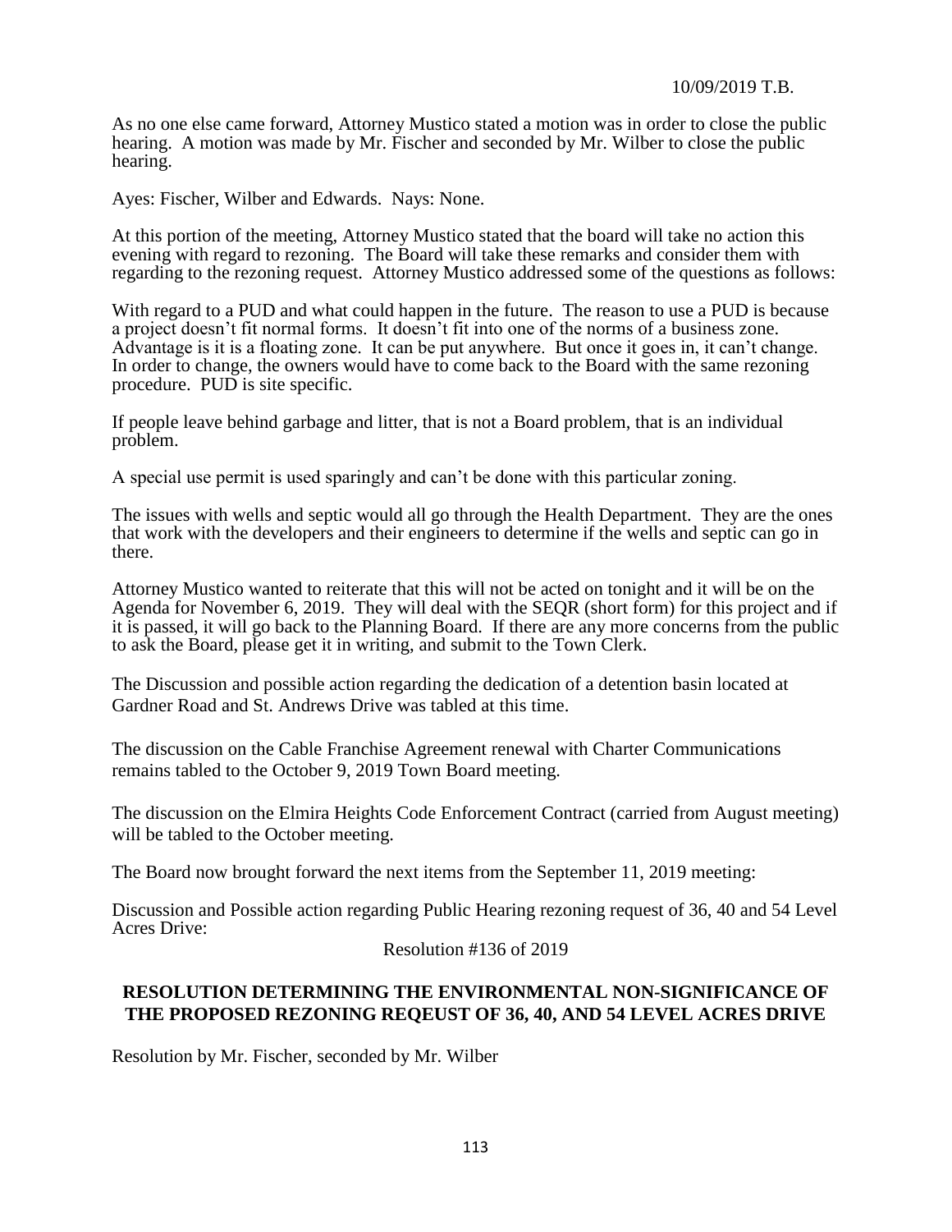As no one else came forward, Attorney Mustico stated a motion was in order to close the public hearing. A motion was made by Mr. Fischer and seconded by Mr. Wilber to close the public hearing.

Ayes: Fischer, Wilber and Edwards. Nays: None.

At this portion of the meeting, Attorney Mustico stated that the board will take no action this evening with regard to rezoning. The Board will take these remarks and consider them with regarding to the rezoning request. Attorney Mustico addressed some of the questions as follows:

With regard to a PUD and what could happen in the future. The reason to use a PUD is because a project doesn't fit normal forms. It doesn't fit into one of the norms of a business zone. Advantage is it is a floating zone. It can be put anywhere. But once it goes in, it can't change. In order to change, the owners would have to come back to the Board with the same rezoning procedure. PUD is site specific.

If people leave behind garbage and litter, that is not a Board problem, that is an individual problem.

A special use permit is used sparingly and can't be done with this particular zoning.

The issues with wells and septic would all go through the Health Department. They are the ones that work with the developers and their engineers to determine if the wells and septic can go in there.

Attorney Mustico wanted to reiterate that this will not be acted on tonight and it will be on the Agenda for November 6, 2019. They will deal with the SEQR (short form) for this project and if it is passed, it will go back to the Planning Board. If there are any more concerns from the public to ask the Board, please get it in writing, and submit to the Town Clerk.

The Discussion and possible action regarding the dedication of a detention basin located at Gardner Road and St. Andrews Drive was tabled at this time.

The discussion on the Cable Franchise Agreement renewal with Charter Communications remains tabled to the October 9, 2019 Town Board meeting.

The discussion on the Elmira Heights Code Enforcement Contract (carried from August meeting) will be tabled to the October meeting.

The Board now brought forward the next items from the September 11, 2019 meeting:

Discussion and Possible action regarding Public Hearing rezoning request of 36, 40 and 54 Level Acres Drive:

Resolution #136 of 2019

**RESOLUTION DETERMINING THE ENVIRONMENTAL NON-SIGNIFICANCE OF THE PROPOSED REZONING REQEUST OF 36, 40, AND 54 LEVEL ACRES DRIVE**

Resolution by Mr. Fischer, seconded by Mr. Wilber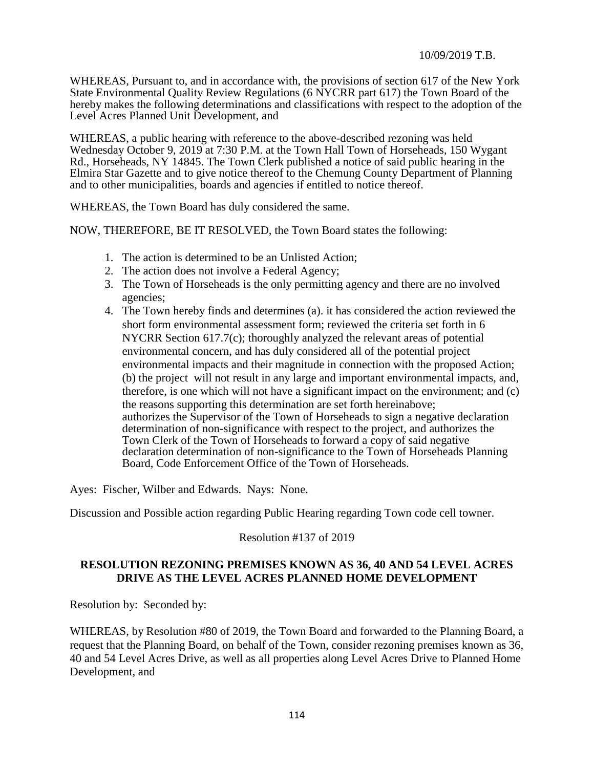10/09/2019 T.B.

WHEREAS, Pursuant to, and in accordance with, the provisions of section 617 of the New York State Environmental Quality Review Regulations (6 NYCRR part 617) the Town Board of the hereby makes the following determinations and classifications with respect to the adoption of the Level Acres Planned Unit Development, and

WHEREAS, a public hearing with reference to the above-described rezoning was held Wednesday October 9, 2019 at 7:30 P.M. at the Town Hall Town of Horseheads, 150 Wygant Rd., Horseheads, NY 14845. The Town Clerk published a notice of said public hearing in the Elmira Star Gazette and to give notice thereof to the Chemung County Department of Planning and to other municipalities, boards and agencies if entitled to notice thereof.

WHEREAS, the Town Board has duly considered the same.

NOW, THEREFORE, BE IT RESOLVED, the Town Board states the following:

1. The action is determined to be an Unlisted Action;
2. The action does not involve a Federal Agency;
3. The Town of Horseheads is the only permitting agency and there are no involved agencies;
4. The Town hereby finds and determines (a). it has considered the action reviewed the short form environmental assessment form; reviewed the criteria set forth in 6 NYCRR Section 617.7(c); thoroughly analyzed the relevant areas of potential environmental concern, and has duly considered all of the potential project environmental impacts and their magnitude in connection with the proposed Action; (b) the project will not result in any large and important environmental impacts, and, therefore, is one which will not have a significant impact on the environment; and (c) the reasons supporting this determination are set forth hereinabove; authorizes the Supervisor of the Town of Horseheads to sign a negative declaration determination of non-significance with respect to the project, and authorizes the Town Clerk of the Town of Horseheads to forward a copy of said negative declaration determination of non-significance to the Town of Horseheads Planning Board, Code Enforcement Office of the Town of Horseheads.

Ayes: Fischer, Wilber and Edwards. Nays: None.

Discussion and Possible action regarding Public Hearing regarding Town code cell towner.

Resolution #137 of 2019

**RESOLUTION REZONING PREMISES KNOWN AS 36, 40 AND 54 LEVEL ACRES DRIVE AS THE LEVEL ACRES PLANNED HOME DEVELOPMENT**

Resolution by: Seconded by:

WHEREAS, by Resolution #80 of 2019, the Town Board and forwarded to the Planning Board, a request that the Planning Board, on behalf of the Town, consider rezoning premises known as 36, 40 and 54 Level Acres Drive, as well as all properties along Level Acres Drive to Planned Home Development, and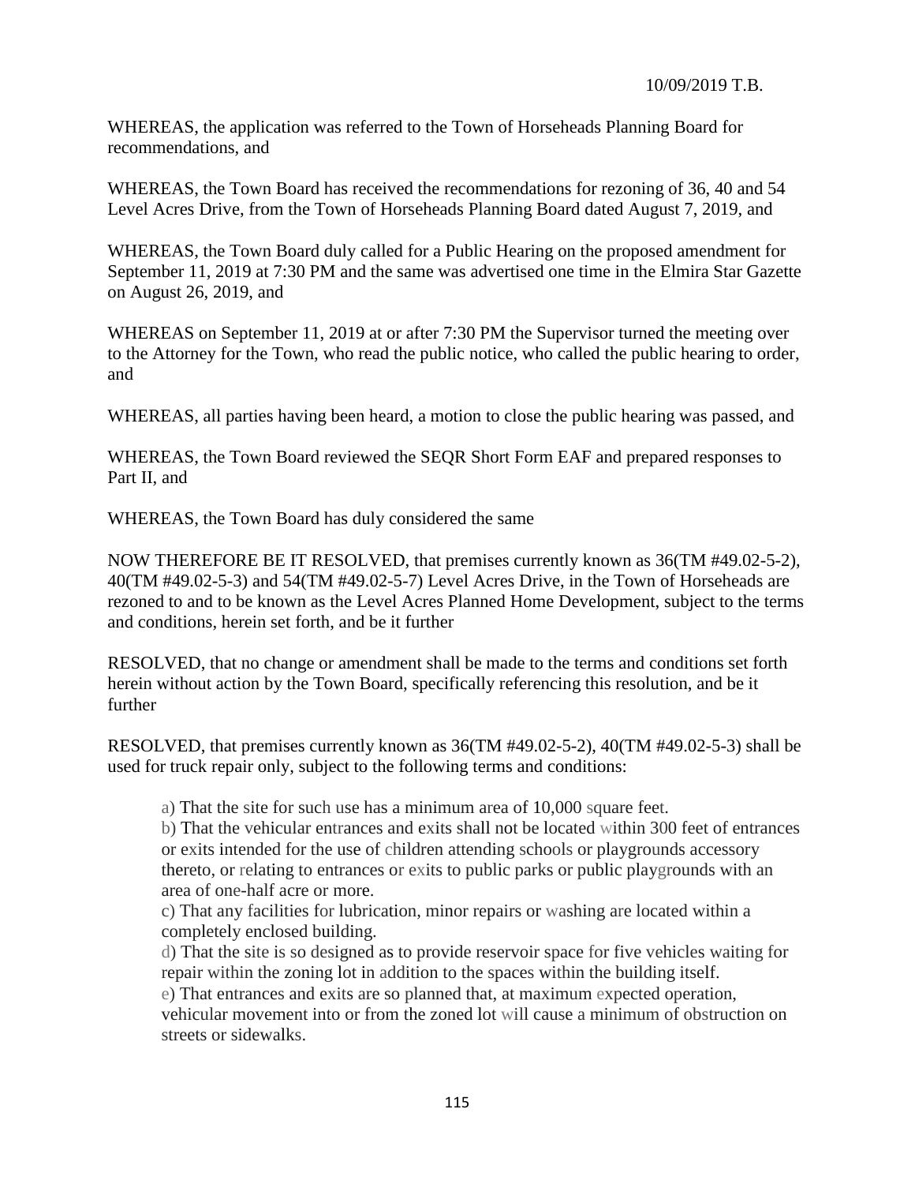WHEREAS, the application was referred to the Town of Horseheads Planning Board for recommendations, and

WHEREAS, the Town Board has received the recommendations for rezoning of 36, 40 and 54 Level Acres Drive, from the Town of Horseheads Planning Board dated August 7, 2019, and

WHEREAS, the Town Board duly called for a Public Hearing on the proposed amendment for September 11, 2019 at 7:30 PM and the same was advertised one time in the Elmira Star Gazette on August 26, 2019, and

WHEREAS on September 11, 2019 at or after 7:30 PM the Supervisor turned the meeting over to the Attorney for the Town, who read the public notice, who called the public hearing to order, and

WHEREAS, all parties having been heard, a motion to close the public hearing was passed, and

WHEREAS, the Town Board reviewed the SEQR Short Form EAF and prepared responses to Part II, and

WHEREAS, the Town Board has duly considered the same

NOW THEREFORE BE IT RESOLVED, that premises currently known as 36(TM #49.02-5-2), 40(TM #49.02-5-3) and 54(TM #49.02-5-7) Level Acres Drive, in the Town of Horseheads are rezoned to and to be known as the Level Acres Planned Home Development, subject to the terms and conditions, herein set forth, and be it further

RESOLVED, that no change or amendment shall be made to the terms and conditions set forth herein without action by the Town Board, specifically referencing this resolution, and be it further

RESOLVED, that premises currently known as 36(TM #49.02-5-2), 40(TM #49.02-5-3) shall be used for truck repair only, subject to the following terms and conditions:

a) That the site for such use has a minimum area of 10,000 square feet.
b) That the vehicular entrances and exits shall not be located within 300 feet of entrances or exits intended for the use of children attending schools or playgrounds accessory thereto, or relating to entrances or exits to public parks or public playgrounds with an area of one-half acre or more.
c) That any facilities for lubrication, minor repairs or washing are located within a completely enclosed building.
d) That the site is so designed as to provide reservoir space for five vehicles waiting for repair within the zoning lot in addition to the spaces within the building itself.
e) That entrances and exits are so planned that, at maximum expected operation, vehicular movement into or from the zoned lot will cause a minimum of obstruction on streets or sidewalks.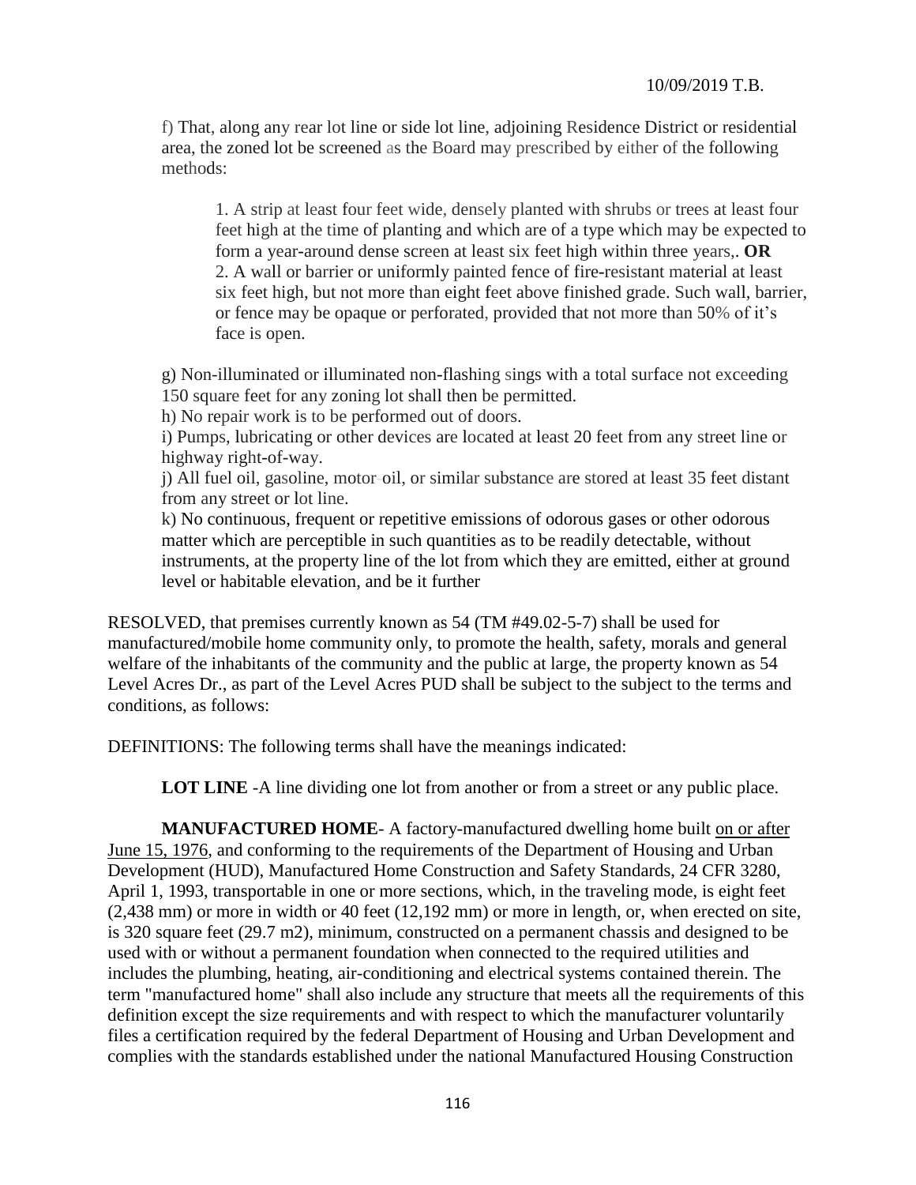f) That, along any rear lot line or side lot line, adjoining Residence District or residential area, the zoned lot be screened as the Board may prescribed by either of the following methods:

1. A strip at least four feet wide, densely planted with shrubs or trees at least four feet high at the time of planting and which are of a type which may be expected to form a year-around dense screen at least six feet high within three years,. **OR**
2. A wall or barrier or uniformly painted fence of fire-resistant material at least six feet high, but not more than eight feet above finished grade. Such wall, barrier, or fence may be opaque or perforated, provided that not more than 50% of it's face is open.

g) Non-illuminated or illuminated non-flashing sings with a total surface not exceeding 150 square feet for any zoning lot shall then be permitted.
h) No repair work is to be performed out of doors.
i) Pumps, lubricating or other devices are located at least 20 feet from any street line or highway right-of-way.
j) All fuel oil, gasoline, motor oil, or similar substance are stored at least 35 feet distant from any street or lot line.
k) No continuous, frequent or repetitive emissions of odorous gases or other odorous matter which are perceptible in such quantities as to be readily detectable, without instruments, at the property line of the lot from which they are emitted, either at ground level or habitable elevation, and be it further

RESOLVED, that premises currently known as 54 (TM #49.02-5-7) shall be used for manufactured/mobile home community only, to promote the health, safety, morals and general welfare of the inhabitants of the community and the public at large, the property known as 54 Level Acres Dr., as part of the Level Acres PUD shall be subject to the subject to the terms and conditions, as follows:

DEFINITIONS: The following terms shall have the meanings indicated:

**LOT LINE** -A line dividing one lot from another or from a street or any public place.

**MANUFACTURED HOME**- A factory-manufactured dwelling home built on or after June 15, 1976, and conforming to the requirements of the Department of Housing and Urban Development (HUD), Manufactured Home Construction and Safety Standards, 24 CFR 3280, April 1, 1993, transportable in one or more sections, which, in the traveling mode, is eight feet (2,438 mm) or more in width or 40 feet (12,192 mm) or more in length, or, when erected on site, is 320 square feet (29.7 m2), minimum, constructed on a permanent chassis and designed to be used with or without a permanent foundation when connected to the required utilities and includes the plumbing, heating, air-conditioning and electrical systems contained therein. The term "manufactured home" shall also include any structure that meets all the requirements of this definition except the size requirements and with respect to which the manufacturer voluntarily files a certification required by the federal Department of Housing and Urban Development and complies with the standards established under the national Manufactured Housing Construction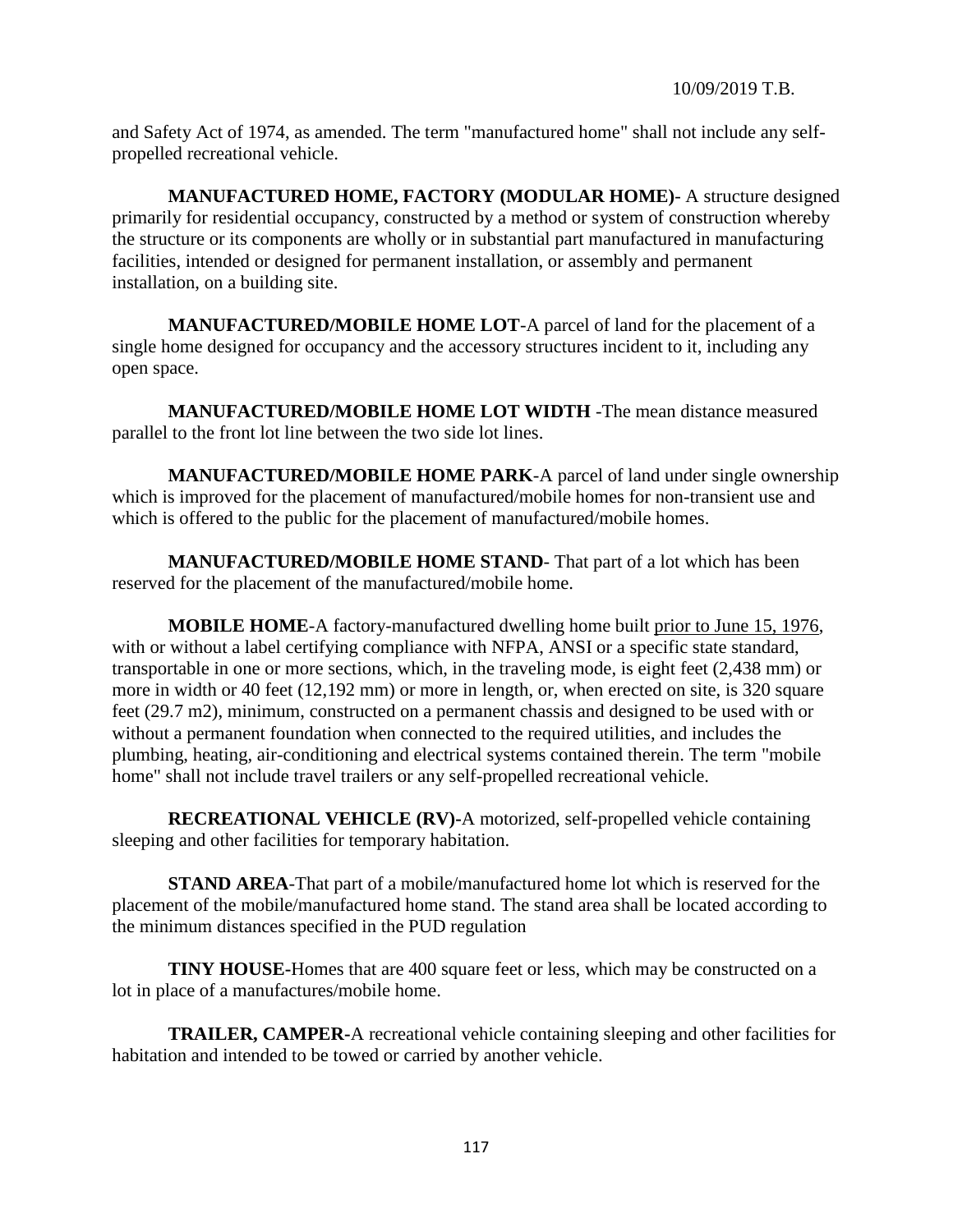and Safety Act of 1974, as amended. The term "manufactured home" shall not include any self-propelled recreational vehicle.

**MANUFACTURED HOME, FACTORY (MODULAR HOME)**- A structure designed primarily for residential occupancy, constructed by a method or system of construction whereby the structure or its components are wholly or in substantial part manufactured in manufacturing facilities, intended or designed for permanent installation, or assembly and permanent installation, on a building site.

**MANUFACTURED/MOBILE HOME LOT**-A parcel of land for the placement of a single home designed for occupancy and the accessory structures incident to it, including any open space.

**MANUFACTURED/MOBILE HOME LOT WIDTH** -The mean distance measured parallel to the front lot line between the two side lot lines.

**MANUFACTURED/MOBILE HOME PARK**-A parcel of land under single ownership which is improved for the placement of manufactured/mobile homes for non-transient use and which is offered to the public for the placement of manufactured/mobile homes.

**MANUFACTURED/MOBILE HOME STAND**- That part of a lot which has been reserved for the placement of the manufactured/mobile home.

**MOBILE HOME**-A factory-manufactured dwelling home built prior to June 15, 1976, with or without a label certifying compliance with NFPA, ANSI or a specific state standard, transportable in one or more sections, which, in the traveling mode, is eight feet (2,438 mm) or more in width or 40 feet (12,192 mm) or more in length, or, when erected on site, is 320 square feet (29.7 m2), minimum, constructed on a permanent chassis and designed to be used with or without a permanent foundation when connected to the required utilities, and includes the plumbing, heating, air-conditioning and electrical systems contained therein. The term "mobile home" shall not include travel trailers or any self-propelled recreational vehicle.

**RECREATIONAL VEHICLE (RV)**-A motorized, self-propelled vehicle containing sleeping and other facilities for temporary habitation.

**STAND AREA**-That part of a mobile/manufactured home lot which is reserved for the placement of the mobile/manufactured home stand. The stand area shall be located according to the minimum distances specified in the PUD regulation

**TINY HOUSE**-Homes that are 400 square feet or less, which may be constructed on a lot in place of a manufactures/mobile home.

**TRAILER, CAMPER**-A recreational vehicle containing sleeping and other facilities for habitation and intended to be towed or carried by another vehicle.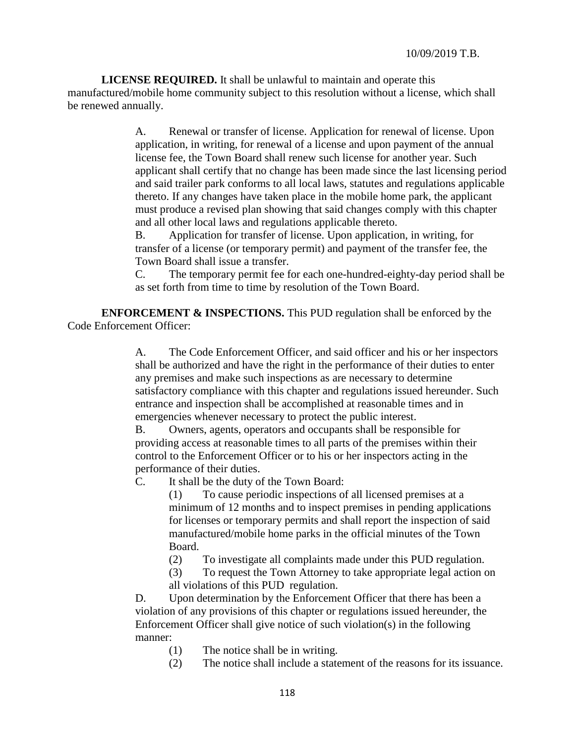**LICENSE REQUIRED.** It shall be unlawful to maintain and operate this manufactured/mobile home community subject to this resolution without a license, which shall be renewed annually.

A. Renewal or transfer of license. Application for renewal of license. Upon application, in writing, for renewal of a license and upon payment of the annual license fee, the Town Board shall renew such license for another year. Such applicant shall certify that no change has been made since the last licensing period and said trailer park conforms to all local laws, statutes and regulations applicable thereto. If any changes have taken place in the mobile home park, the applicant must produce a revised plan showing that said changes comply with this chapter and all other local laws and regulations applicable thereto.

B. Application for transfer of license. Upon application, in writing, for transfer of a license (or temporary permit) and payment of the transfer fee, the Town Board shall issue a transfer.

C. The temporary permit fee for each one-hundred-eighty-day period shall be as set forth from time to time by resolution of the Town Board.

**ENFORCEMENT & INSPECTIONS.** This PUD regulation shall be enforced by the Code Enforcement Officer:

A. The Code Enforcement Officer, and said officer and his or her inspectors shall be authorized and have the right in the performance of their duties to enter any premises and make such inspections as are necessary to determine satisfactory compliance with this chapter and regulations issued hereunder. Such entrance and inspection shall be accomplished at reasonable times and in emergencies whenever necessary to protect the public interest.

B. Owners, agents, operators and occupants shall be responsible for providing access at reasonable times to all parts of the premises within their control to the Enforcement Officer or to his or her inspectors acting in the performance of their duties.

C. It shall be the duty of the Town Board:

(1) To cause periodic inspections of all licensed premises at a minimum of 12 months and to inspect premises in pending applications for licenses or temporary permits and shall report the inspection of said manufactured/mobile home parks in the official minutes of the Town Board.

(2) To investigate all complaints made under this PUD regulation.

(3) To request the Town Attorney to take appropriate legal action on all violations of this PUD regulation.

D. Upon determination by the Enforcement Officer that there has been a violation of any provisions of this chapter or regulations issued hereunder, the Enforcement Officer shall give notice of such violation(s) in the following manner:

(1) The notice shall be in writing.

(2) The notice shall include a statement of the reasons for its issuance.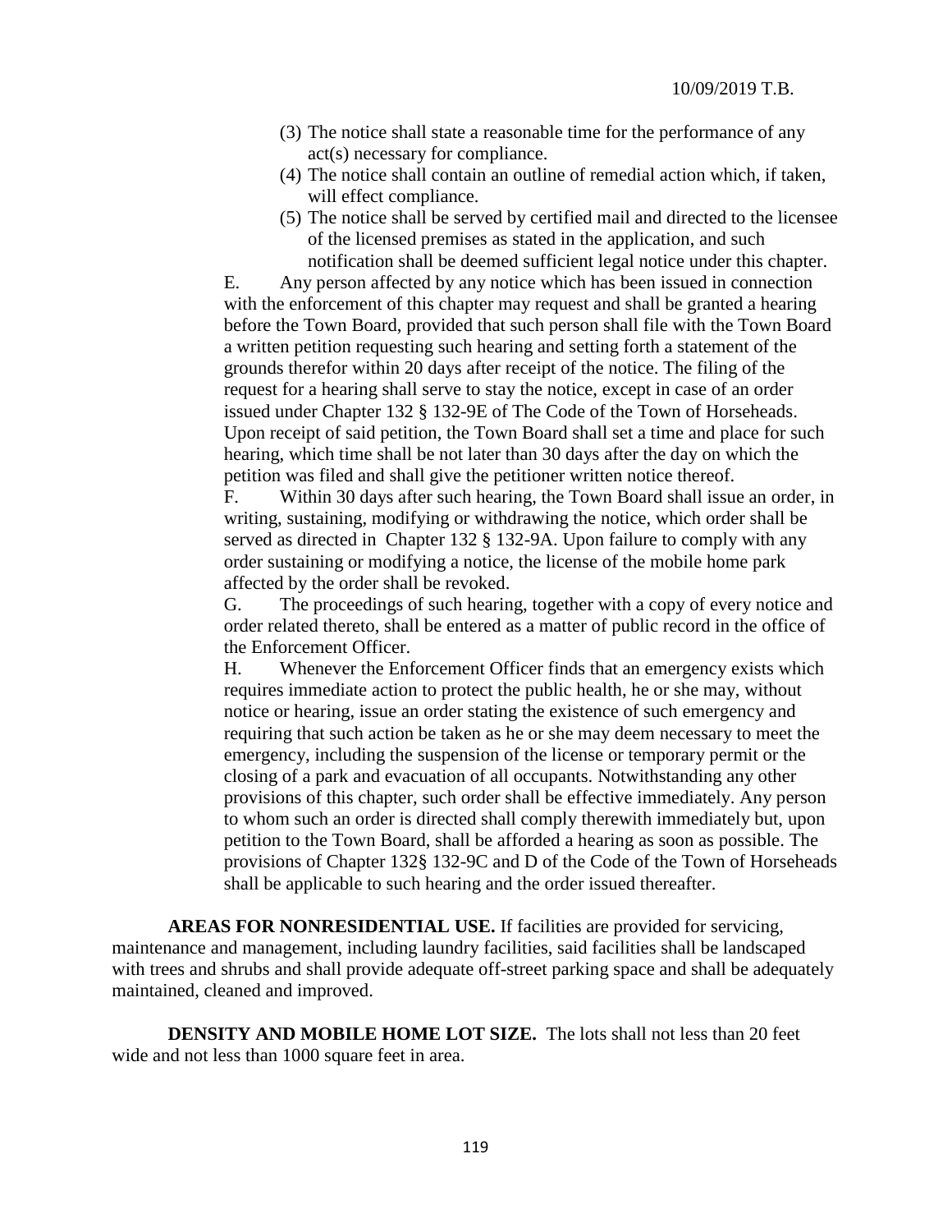(3) The notice shall state a reasonable time for the performance of any act(s) necessary for compliance.

(4) The notice shall contain an outline of remedial action which, if taken, will effect compliance.

(5) The notice shall be served by certified mail and directed to the licensee of the licensed premises as stated in the application, and such notification shall be deemed sufficient legal notice under this chapter.

E. Any person affected by any notice which has been issued in connection with the enforcement of this chapter may request and shall be granted a hearing before the Town Board, provided that such person shall file with the Town Board a written petition requesting such hearing and setting forth a statement of the grounds therefor within 20 days after receipt of the notice. The filing of the request for a hearing shall serve to stay the notice, except in case of an order issued under Chapter 132 § 132-9E of The Code of the Town of Horseheads. Upon receipt of said petition, the Town Board shall set a time and place for such hearing, which time shall be not later than 30 days after the day on which the petition was filed and shall give the petitioner written notice thereof.

F. Within 30 days after such hearing, the Town Board shall issue an order, in writing, sustaining, modifying or withdrawing the notice, which order shall be served as directed in Chapter 132 § 132-9A. Upon failure to comply with any order sustaining or modifying a notice, the license of the mobile home park affected by the order shall be revoked.

G. The proceedings of such hearing, together with a copy of every notice and order related thereto, shall be entered as a matter of public record in the office of the Enforcement Officer.

H. Whenever the Enforcement Officer finds that an emergency exists which requires immediate action to protect the public health, he or she may, without notice or hearing, issue an order stating the existence of such emergency and requiring that such action be taken as he or she may deem necessary to meet the emergency, including the suspension of the license or temporary permit or the closing of a park and evacuation of all occupants. Notwithstanding any other provisions of this chapter, such order shall be effective immediately. Any person to whom such an order is directed shall comply therewith immediately but, upon petition to the Town Board, shall be afforded a hearing as soon as possible. The provisions of Chapter 132§ 132-9C and D of the Code of the Town of Horseheads shall be applicable to such hearing and the order issued thereafter.

**AREAS FOR NONRESIDENTIAL USE.** If facilities are provided for servicing, maintenance and management, including laundry facilities, said facilities shall be landscaped with trees and shrubs and shall provide adequate off-street parking space and shall be adequately maintained, cleaned and improved.

**DENSITY AND MOBILE HOME LOT SIZE.** The lots shall not less than 20 feet wide and not less than 1000 square feet in area.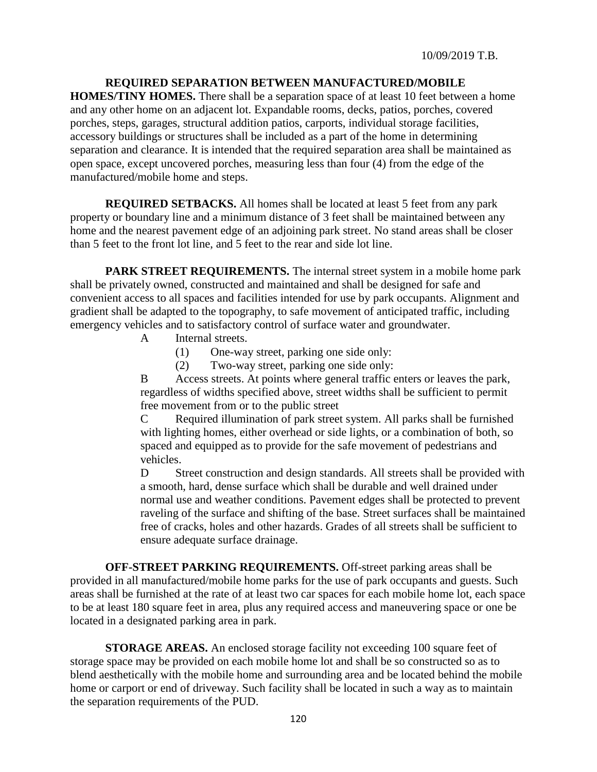**REQUIRED SEPARATION BETWEEN MANUFACTURED/MOBILE HOMES/TINY HOMES.** There shall be a separation space of at least 10 feet between a home and any other home on an adjacent lot. Expandable rooms, decks, patios, porches, covered porches, steps, garages, structural addition patios, carports, individual storage facilities, accessory buildings or structures shall be included as a part of the home in determining separation and clearance. It is intended that the required separation area shall be maintained as open space, except uncovered porches, measuring less than four (4) from the edge of the manufactured/mobile home and steps.

**REQUIRED SETBACKS.** All homes shall be located at least 5 feet from any park property or boundary line and a minimum distance of 3 feet shall be maintained between any home and the nearest pavement edge of an adjoining park street. No stand areas shall be closer than 5 feet to the front lot line, and 5 feet to the rear and side lot line.

**PARK STREET REQUIREMENTS.** The internal street system in a mobile home park shall be privately owned, constructed and maintained and shall be designed for safe and convenient access to all spaces and facilities intended for use by park occupants. Alignment and gradient shall be adapted to the topography, to safe movement of anticipated traffic, including emergency vehicles and to satisfactory control of surface water and groundwater.

A Internal streets.

(1) One-way street, parking one side only:

(2) Two-way street, parking one side only:

B Access streets. At points where general traffic enters or leaves the park, regardless of widths specified above, street widths shall be sufficient to permit free movement from or to the public street

C Required illumination of park street system. All parks shall be furnished with lighting homes, either overhead or side lights, or a combination of both, so spaced and equipped as to provide for the safe movement of pedestrians and vehicles.

D Street construction and design standards. All streets shall be provided with a smooth, hard, dense surface which shall be durable and well drained under normal use and weather conditions. Pavement edges shall be protected to prevent raveling of the surface and shifting of the base. Street surfaces shall be maintained free of cracks, holes and other hazards. Grades of all streets shall be sufficient to ensure adequate surface drainage.

**OFF-STREET PARKING REQUIREMENTS.** Off-street parking areas shall be provided in all manufactured/mobile home parks for the use of park occupants and guests. Such areas shall be furnished at the rate of at least two car spaces for each mobile home lot, each space to be at least 180 square feet in area, plus any required access and maneuvering space or one be located in a designated parking area in park.

**STORAGE AREAS.** An enclosed storage facility not exceeding 100 square feet of storage space may be provided on each mobile home lot and shall be so constructed so as to blend aesthetically with the mobile home and surrounding area and be located behind the mobile home or carport or end of driveway. Such facility shall be located in such a way as to maintain the separation requirements of the PUD.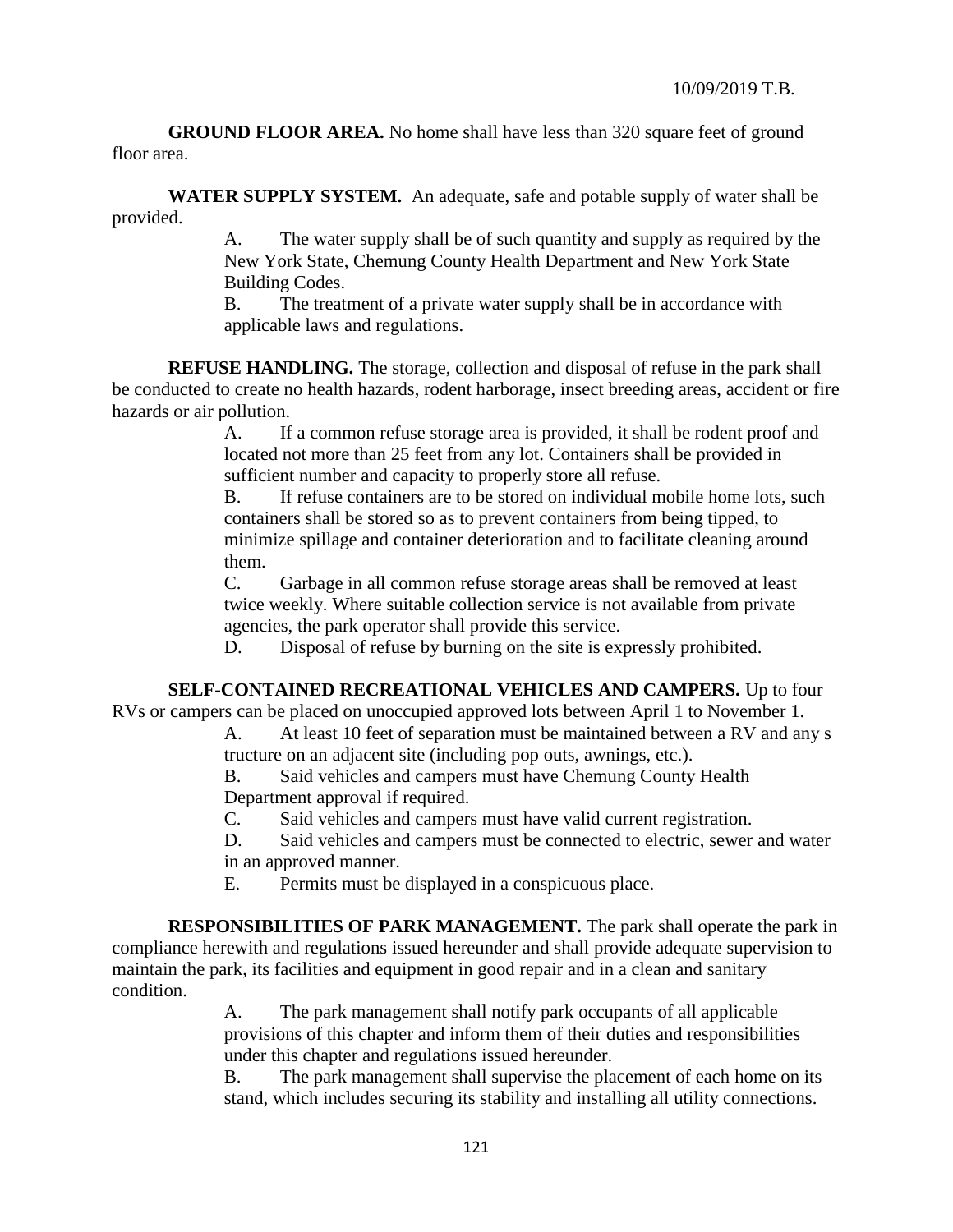**GROUND FLOOR AREA.** No home shall have less than 320 square feet of ground floor area.

**WATER SUPPLY SYSTEM.** An adequate, safe and potable supply of water shall be provided.

A. The water supply shall be of such quantity and supply as required by the New York State, Chemung County Health Department and New York State Building Codes.

B. The treatment of a private water supply shall be in accordance with applicable laws and regulations.

**REFUSE HANDLING.** The storage, collection and disposal of refuse in the park shall be conducted to create no health hazards, rodent harborage, insect breeding areas, accident or fire hazards or air pollution.

A. If a common refuse storage area is provided, it shall be rodent proof and located not more than 25 feet from any lot. Containers shall be provided in sufficient number and capacity to properly store all refuse.

B. If refuse containers are to be stored on individual mobile home lots, such containers shall be stored so as to prevent containers from being tipped, to minimize spillage and container deterioration and to facilitate cleaning around them.

C. Garbage in all common refuse storage areas shall be removed at least twice weekly. Where suitable collection service is not available from private agencies, the park operator shall provide this service.

D. Disposal of refuse by burning on the site is expressly prohibited.

**SELF-CONTAINED RECREATIONAL VEHICLES AND CAMPERS.** Up to four RVs or campers can be placed on unoccupied approved lots between April 1 to November 1.

A. At least 10 feet of separation must be maintained between a RV and any s tructure on an adjacent site (including pop outs, awnings, etc.).

B. Said vehicles and campers must have Chemung County Health Department approval if required.

C. Said vehicles and campers must have valid current registration.

D. Said vehicles and campers must be connected to electric, sewer and water in an approved manner.

E. Permits must be displayed in a conspicuous place.

**RESPONSIBILITIES OF PARK MANAGEMENT.** The park shall operate the park in compliance herewith and regulations issued hereunder and shall provide adequate supervision to maintain the park, its facilities and equipment in good repair and in a clean and sanitary condition.

A. The park management shall notify park occupants of all applicable provisions of this chapter and inform them of their duties and responsibilities under this chapter and regulations issued hereunder.

B. The park management shall supervise the placement of each home on its stand, which includes securing its stability and installing all utility connections.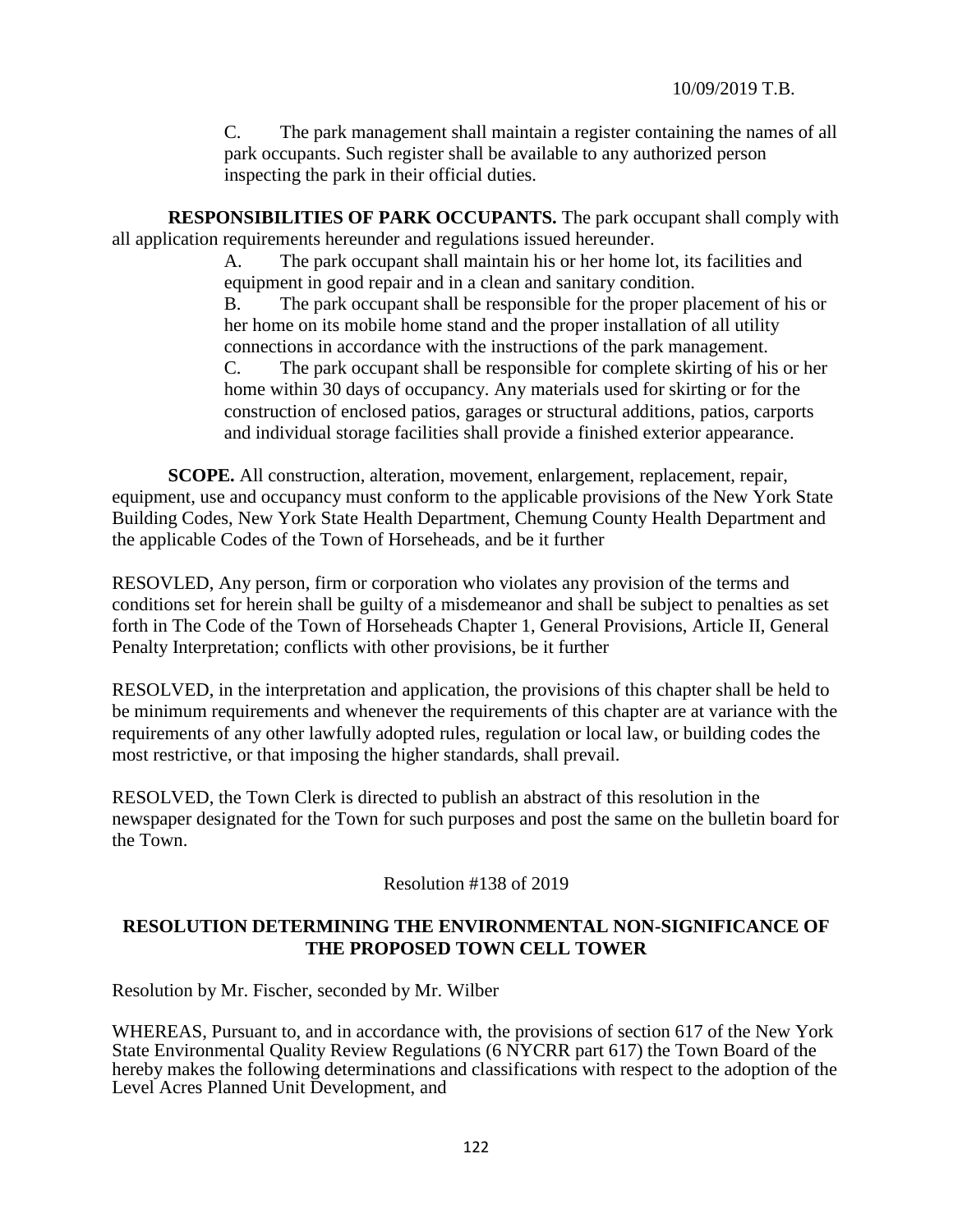C. The park management shall maintain a register containing the names of all park occupants. Such register shall be available to any authorized person inspecting the park in their official duties.

**RESPONSIBILITIES OF PARK OCCUPANTS.** The park occupant shall comply with all application requirements hereunder and regulations issued hereunder.

A. The park occupant shall maintain his or her home lot, its facilities and equipment in good repair and in a clean and sanitary condition.

B. The park occupant shall be responsible for the proper placement of his or her home on its mobile home stand and the proper installation of all utility connections in accordance with the instructions of the park management.

C. The park occupant shall be responsible for complete skirting of his or her home within 30 days of occupancy. Any materials used for skirting or for the construction of enclosed patios, garages or structural additions, patios, carports and individual storage facilities shall provide a finished exterior appearance.

**SCOPE.** All construction, alteration, movement, enlargement, replacement, repair, equipment, use and occupancy must conform to the applicable provisions of the New York State Building Codes, New York State Health Department, Chemung County Health Department and the applicable Codes of the Town of Horseheads, and be it further

RESOVLED, Any person, firm or corporation who violates any provision of the terms and conditions set for herein shall be guilty of a misdemeanor and shall be subject to penalties as set forth in The Code of the Town of Horseheads Chapter 1, General Provisions, Article II, General Penalty Interpretation; conflicts with other provisions, be it further

RESOLVED, in the interpretation and application, the provisions of this chapter shall be held to be minimum requirements and whenever the requirements of this chapter are at variance with the requirements of any other lawfully adopted rules, regulation or local law, or building codes the most restrictive, or that imposing the higher standards, shall prevail.

RESOLVED, the Town Clerk is directed to publish an abstract of this resolution in the newspaper designated for the Town for such purposes and post the same on the bulletin board for the Town.

Resolution #138 of 2019

**RESOLUTION DETERMINING THE ENVIRONMENTAL NON-SIGNIFICANCE OF THE PROPOSED TOWN CELL TOWER**

Resolution by Mr. Fischer, seconded by Mr. Wilber

WHEREAS, Pursuant to, and in accordance with, the provisions of section 617 of the New York State Environmental Quality Review Regulations (6 NYCRR part 617) the Town Board of the hereby makes the following determinations and classifications with respect to the adoption of the Level Acres Planned Unit Development, and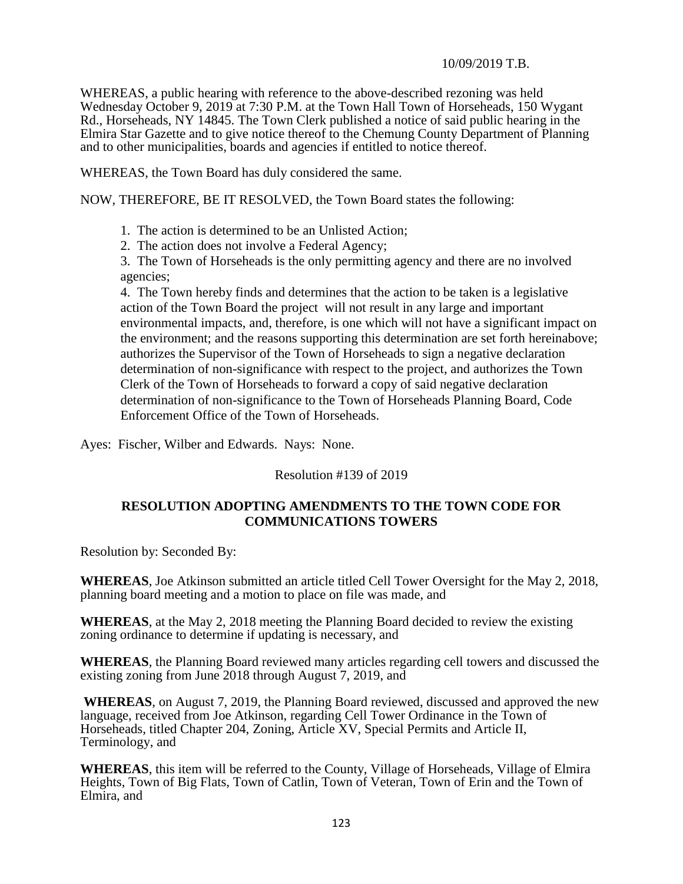10/09/2019 T.B.

WHEREAS, a public hearing with reference to the above-described rezoning was held Wednesday October 9, 2019 at 7:30 P.M. at the Town Hall Town of Horseheads, 150 Wygant Rd., Horseheads, NY 14845. The Town Clerk published a notice of said public hearing in the Elmira Star Gazette and to give notice thereof to the Chemung County Department of Planning and to other municipalities, boards and agencies if entitled to notice thereof.

WHEREAS, the Town Board has duly considered the same.

NOW, THEREFORE, BE IT RESOLVED, the Town Board states the following:

1. The action is determined to be an Unlisted Action;
2. The action does not involve a Federal Agency;
3. The Town of Horseheads is the only permitting agency and there are no involved agencies;
4. The Town hereby finds and determines that the action to be taken is a legislative action of the Town Board the project will not result in any large and important environmental impacts, and, therefore, is one which will not have a significant impact on the environment; and the reasons supporting this determination are set forth hereinabove; authorizes the Supervisor of the Town of Horseheads to sign a negative declaration determination of non-significance with respect to the project, and authorizes the Town Clerk of the Town of Horseheads to forward a copy of said negative declaration determination of non-significance to the Town of Horseheads Planning Board, Code Enforcement Office of the Town of Horseheads.

Ayes: Fischer, Wilber and Edwards. Nays: None.

Resolution #139 of 2019

**RESOLUTION ADOPTING AMENDMENTS TO THE TOWN CODE FOR COMMUNICATIONS TOWERS**

Resolution by: Seconded By:

**WHEREAS**, Joe Atkinson submitted an article titled Cell Tower Oversight for the May 2, 2018, planning board meeting and a motion to place on file was made, and

**WHEREAS**, at the May 2, 2018 meeting the Planning Board decided to review the existing zoning ordinance to determine if updating is necessary, and

**WHEREAS**, the Planning Board reviewed many articles regarding cell towers and discussed the existing zoning from June 2018 through August 7, 2019, and

**WHEREAS**, on August 7, 2019, the Planning Board reviewed, discussed and approved the new language, received from Joe Atkinson, regarding Cell Tower Ordinance in the Town of Horseheads, titled Chapter 204, Zoning, Article XV, Special Permits and Article II, Terminology, and

**WHEREAS**, this item will be referred to the County, Village of Horseheads, Village of Elmira Heights, Town of Big Flats, Town of Catlin, Town of Veteran, Town of Erin and the Town of Elmira, and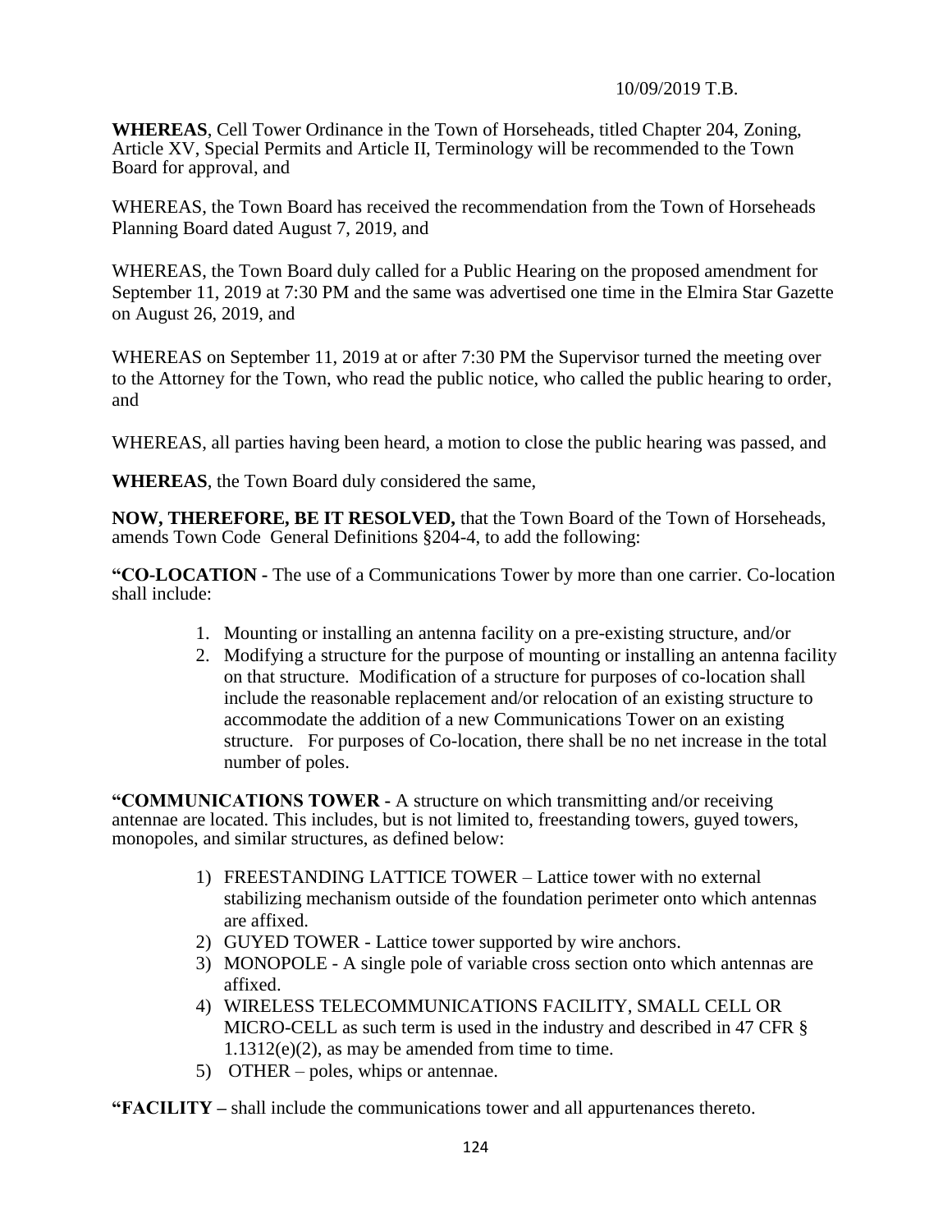10/09/2019 T.B.

**WHEREAS**, Cell Tower Ordinance in the Town of Horseheads, titled Chapter 204, Zoning, Article XV, Special Permits and Article II, Terminology will be recommended to the Town Board for approval, and

WHEREAS, the Town Board has received the recommendation from the Town of Horseheads Planning Board dated August 7, 2019, and

WHEREAS, the Town Board duly called for a Public Hearing on the proposed amendment for September 11, 2019 at 7:30 PM and the same was advertised one time in the Elmira Star Gazette on August 26, 2019, and

WHEREAS on September 11, 2019 at or after 7:30 PM the Supervisor turned the meeting over to the Attorney for the Town, who read the public notice, who called the public hearing to order, and

WHEREAS, all parties having been heard, a motion to close the public hearing was passed, and

**WHEREAS**, the Town Board duly considered the same,

**NOW, THEREFORE, BE IT RESOLVED,** that the Town Board of the Town of Horseheads, amends Town Code General Definitions §204-4, to add the following:

**"CO-LOCATION -** The use of a Communications Tower by more than one carrier. Co-location shall include:

1. Mounting or installing an antenna facility on a pre-existing structure, and/or
2. Modifying a structure for the purpose of mounting or installing an antenna facility on that structure. Modification of a structure for purposes of co-location shall include the reasonable replacement and/or relocation of an existing structure to accommodate the addition of a new Communications Tower on an existing structure. For purposes of Co-location, there shall be no net increase in the total number of poles.

**"COMMUNICATIONS TOWER -** A structure on which transmitting and/or receiving antennae are located. This includes, but is not limited to, freestanding towers, guyed towers, monopoles, and similar structures, as defined below:

1) FREESTANDING LATTICE TOWER – Lattice tower with no external stabilizing mechanism outside of the foundation perimeter onto which antennas are affixed.
2) GUYED TOWER - Lattice tower supported by wire anchors.
3) MONOPOLE - A single pole of variable cross section onto which antennas are affixed.
4) WIRELESS TELECOMMUNICATIONS FACILITY, SMALL CELL OR MICRO-CELL as such term is used in the industry and described in 47 CFR § 1.1312(e)(2), as may be amended from time to time.
5) OTHER – poles, whips or antennae.

**"FACILITY –** shall include the communications tower and all appurtenances thereto.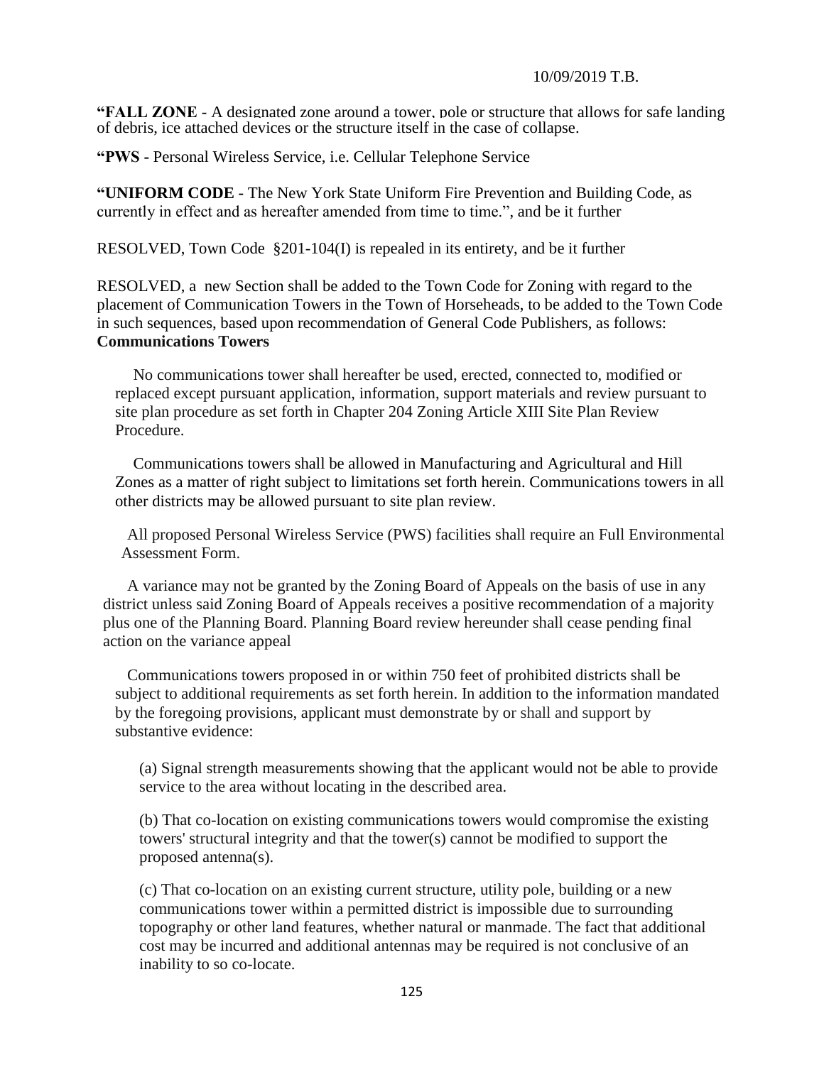**"FALL ZONE** - A designated zone around a tower, pole or structure that allows for safe landing of debris, ice attached devices or the structure itself in the case of collapse.

**"PWS -** Personal Wireless Service, i.e. Cellular Telephone Service

**"UNIFORM CODE -** The New York State Uniform Fire Prevention and Building Code, as currently in effect and as hereafter amended from time to time.", and be it further

RESOLVED, Town Code §201-104(I) is repealed in its entirety, and be it further

RESOLVED, a new Section shall be added to the Town Code for Zoning with regard to the placement of Communication Towers in the Town of Horseheads, to be added to the Town Code in such sequences, based upon recommendation of General Code Publishers, as follows:

**Communications Towers**

No communications tower shall hereafter be used, erected, connected to, modified or replaced except pursuant application, information, support materials and review pursuant to site plan procedure as set forth in Chapter 204 Zoning Article XIII Site Plan Review Procedure.

Communications towers shall be allowed in Manufacturing and Agricultural and Hill Zones as a matter of right subject to limitations set forth herein. Communications towers in all other districts may be allowed pursuant to site plan review.

All proposed Personal Wireless Service (PWS) facilities shall require an Full Environmental Assessment Form.

A variance may not be granted by the Zoning Board of Appeals on the basis of use in any district unless said Zoning Board of Appeals receives a positive recommendation of a majority plus one of the Planning Board. Planning Board review hereunder shall cease pending final action on the variance appeal

Communications towers proposed in or within 750 feet of prohibited districts shall be subject to additional requirements as set forth herein. In addition to the information mandated by the foregoing provisions, applicant must demonstrate by or shall and support by substantive evidence:

(a) Signal strength measurements showing that the applicant would not be able to provide service to the area without locating in the described area.

(b) That co-location on existing communications towers would compromise the existing towers' structural integrity and that the tower(s) cannot be modified to support the proposed antenna(s).

(c) That co-location on an existing current structure, utility pole, building or a new communications tower within a permitted district is impossible due to surrounding topography or other land features, whether natural or manmade. The fact that additional cost may be incurred and additional antennas may be required is not conclusive of an inability to so co-locate.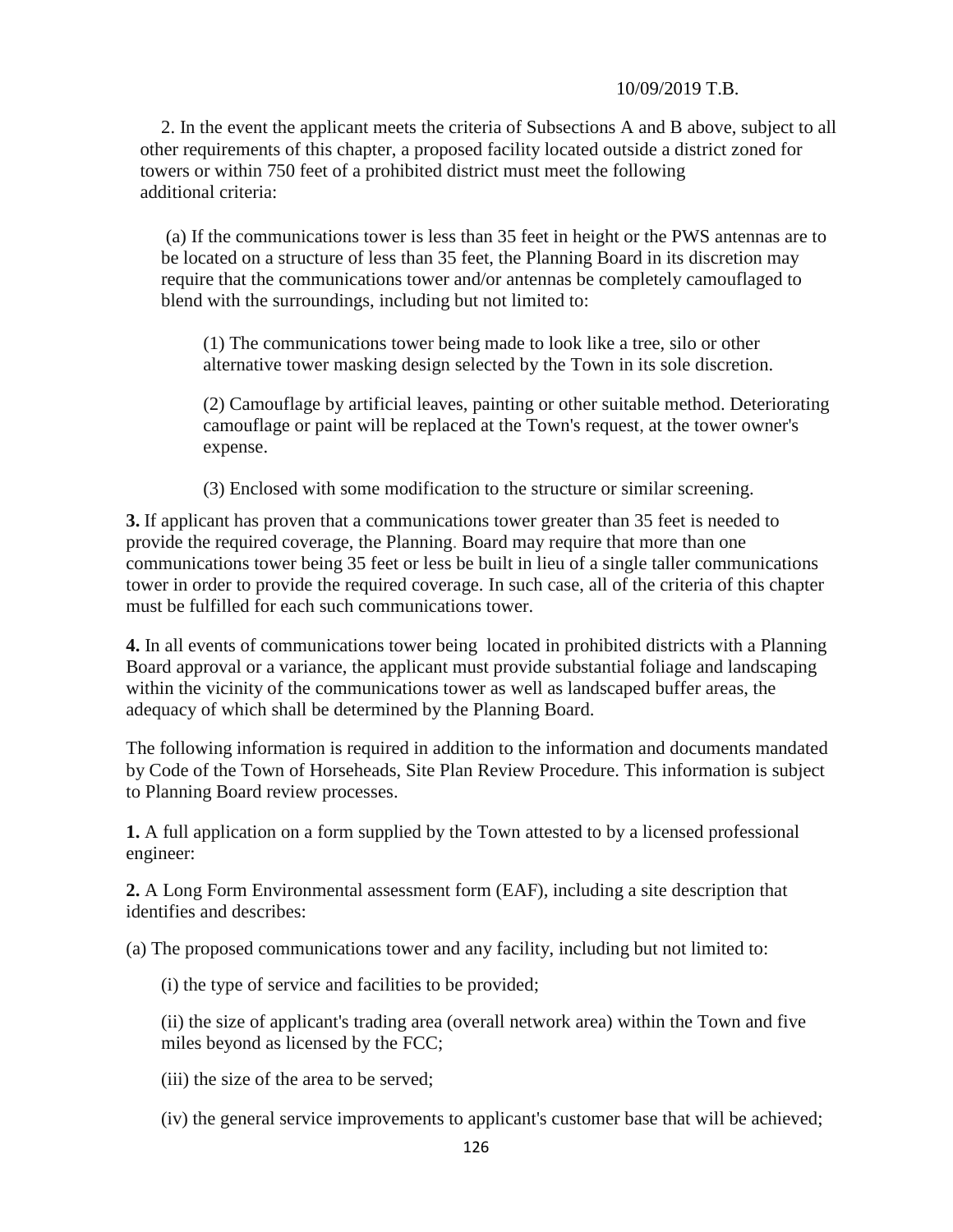2. In the event the applicant meets the criteria of Subsections A and B above, subject to all other requirements of this chapter, a proposed facility located outside a district zoned for towers or within 750 feet of a prohibited district must meet the following additional criteria:

(a) If the communications tower is less than 35 feet in height or the PWS antennas are to be located on a structure of less than 35 feet, the Planning Board in its discretion may require that the communications tower and/or antennas be completely camouflaged to blend with the surroundings, including but not limited to:

(1) The communications tower being made to look like a tree, silo or other alternative tower masking design selected by the Town in its sole discretion.

(2) Camouflage by artificial leaves, painting or other suitable method. Deteriorating camouflage or paint will be replaced at the Town's request, at the tower owner's expense.

(3) Enclosed with some modification to the structure or similar screening.

**3.** If applicant has proven that a communications tower greater than 35 feet is needed to provide the required coverage, the Planning. Board may require that more than one communications tower being 35 feet or less be built in lieu of a single taller communications tower in order to provide the required coverage. In such case, all of the criteria of this chapter must be fulfilled for each such communications tower.

**4.** In all events of communications tower being located in prohibited districts with a Planning Board approval or a variance, the applicant must provide substantial foliage and landscaping within the vicinity of the communications tower as well as landscaped buffer areas, the adequacy of which shall be determined by the Planning Board.

The following information is required in addition to the information and documents mandated by Code of the Town of Horseheads, Site Plan Review Procedure. This information is subject to Planning Board review processes.

**1.** A full application on a form supplied by the Town attested to by a licensed professional engineer:

**2.** A Long Form Environmental assessment form (EAF), including a site description that identifies and describes:

(a) The proposed communications tower and any facility, including but not limited to:

(i) the type of service and facilities to be provided;

(ii) the size of applicant's trading area (overall network area) within the Town and five miles beyond as licensed by the FCC;

(iii) the size of the area to be served;

(iv) the general service improvements to applicant's customer base that will be achieved;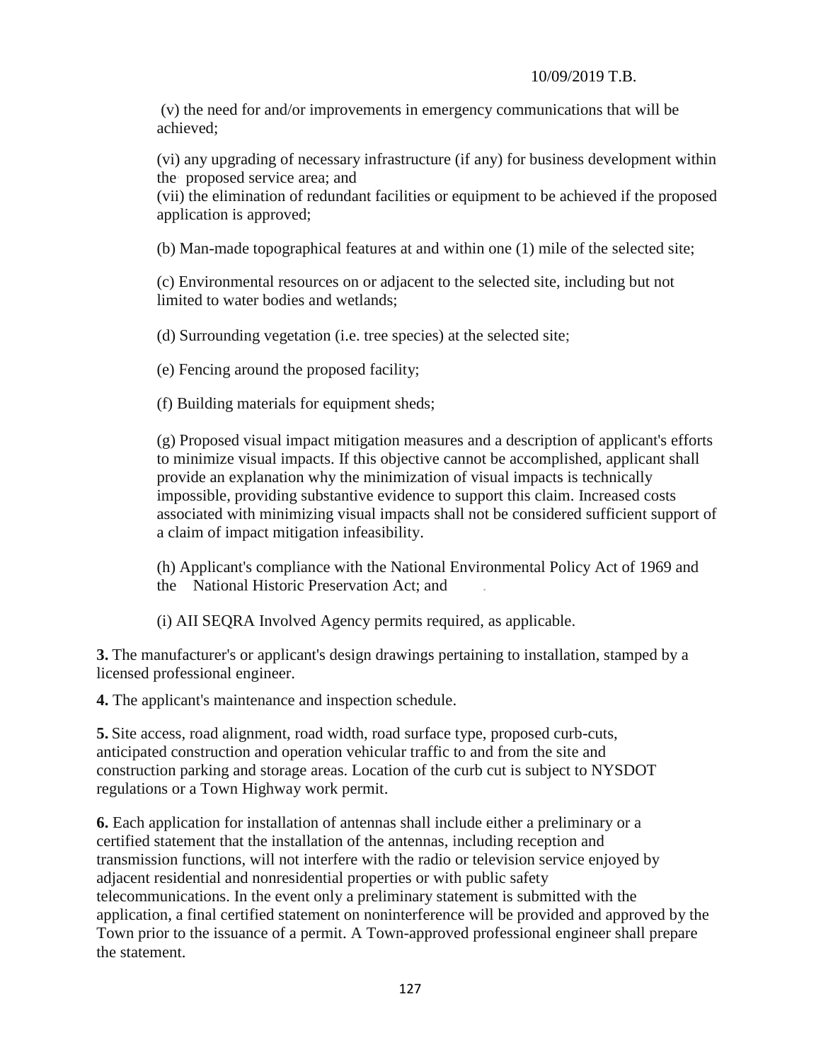(v) the need for and/or improvements in emergency communications that will be achieved;

(vi) any upgrading of necessary infrastructure (if any) for business development within the proposed service area; and
(vii) the elimination of redundant facilities or equipment to be achieved if the proposed application is approved;

(b) Man-made topographical features at and within one (1) mile of the selected site;

(c) Environmental resources on or adjacent to the selected site, including but not limited to water bodies and wetlands;

(d) Surrounding vegetation (i.e. tree species) at the selected site;

(e) Fencing around the proposed facility;

(f) Building materials for equipment sheds;

(g) Proposed visual impact mitigation measures and a description of applicant's efforts to minimize visual impacts. If this objective cannot be accomplished, applicant shall provide an explanation why the minimization of visual impacts is technically impossible, providing substantive evidence to support this claim. Increased costs associated with minimizing visual impacts shall not be considered sufficient support of a claim of impact mitigation infeasibility.

(h) Applicant's compliance with the National Environmental Policy Act of 1969 and the National Historic Preservation Act; and

(i) AII SEQRA Involved Agency permits required, as applicable.

**3.** The manufacturer's or applicant's design drawings pertaining to installation, stamped by a licensed professional engineer.

**4.** The applicant's maintenance and inspection schedule.

**5.** Site access, road alignment, road width, road surface type, proposed curb-cuts, anticipated construction and operation vehicular traffic to and from the site and construction parking and storage areas. Location of the curb cut is subject to NYSDOT regulations or a Town Highway work permit.

**6.** Each application for installation of antennas shall include either a preliminary or a certified statement that the installation of the antennas, including reception and transmission functions, will not interfere with the radio or television service enjoyed by adjacent residential and nonresidential properties or with public safety telecommunications. In the event only a preliminary statement is submitted with the application, a final certified statement on noninterference will be provided and approved by the Town prior to the issuance of a permit. A Town-approved professional engineer shall prepare the statement.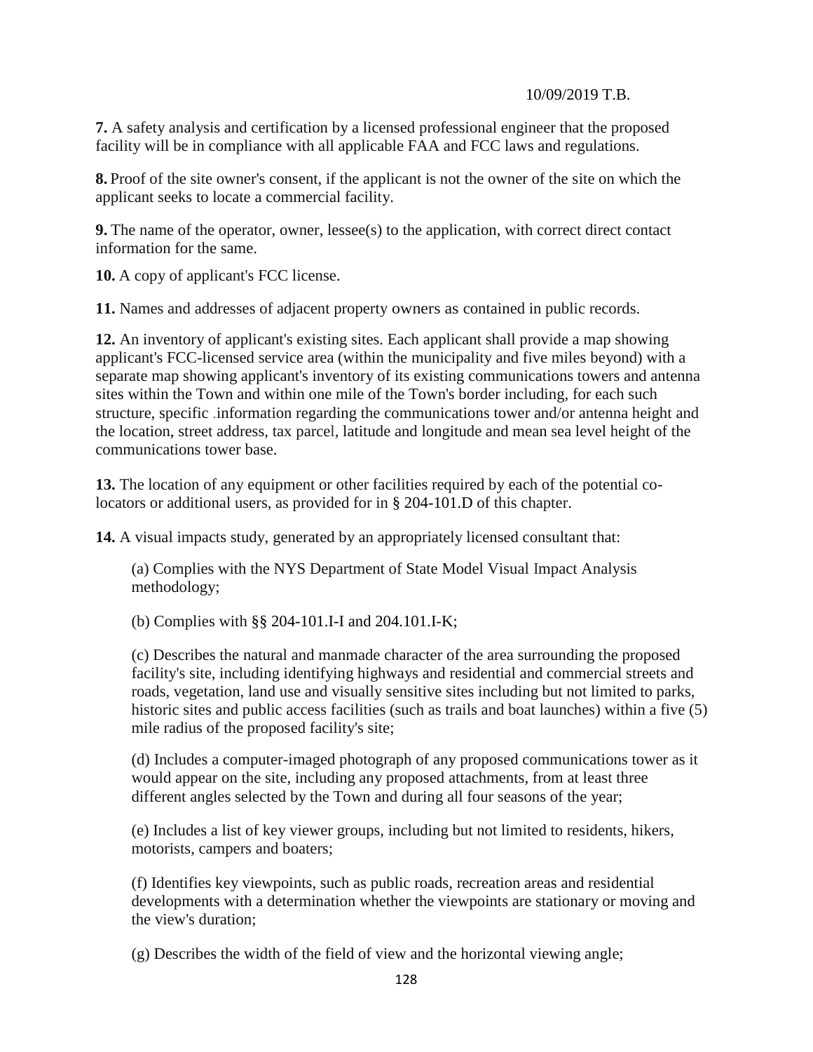**7.** A safety analysis and certification by a licensed professional engineer that the proposed facility will be in compliance with all applicable FAA and FCC laws and regulations.

**8.** Proof of the site owner's consent, if the applicant is not the owner of the site on which the applicant seeks to locate a commercial facility.

**9.** The name of the operator, owner, lessee(s) to the application, with correct direct contact information for the same.

**10.** A copy of applicant's FCC license.

**11.** Names and addresses of adjacent property owners as contained in public records.

**12.** An inventory of applicant's existing sites. Each applicant shall provide a map showing applicant's FCC-licensed service area (within the municipality and five miles beyond) with a separate map showing applicant's inventory of its existing communications towers and antenna sites within the Town and within one mile of the Town's border including, for each such structure, specific .information regarding the communications tower and/or antenna height and the location, street address, tax parcel, latitude and longitude and mean sea level height of the communications tower base.

**13.** The location of any equipment or other facilities required by each of the potential co-locators or additional users, as provided for in § 204-101.D of this chapter.

**14.** A visual impacts study, generated by an appropriately licensed consultant that:

(a) Complies with the NYS Department of State Model Visual Impact Analysis methodology;

(b) Complies with §§ 204-101.I-I and 204.101.I-K;

(c) Describes the natural and manmade character of the area surrounding the proposed facility's site, including identifying highways and residential and commercial streets and roads, vegetation, land use and visually sensitive sites including but not limited to parks, historic sites and public access facilities (such as trails and boat launches) within a five (5) mile radius of the proposed facility's site;

(d) Includes a computer-imaged photograph of any proposed communications tower as it would appear on the site, including any proposed attachments, from at least three different angles selected by the Town and during all four seasons of the year;

(e) Includes a list of key viewer groups, including but not limited to residents, hikers, motorists, campers and boaters;

(f) Identifies key viewpoints, such as public roads, recreation areas and residential developments with a determination whether the viewpoints are stationary or moving and the view's duration;

(g) Describes the width of the field of view and the horizontal viewing angle;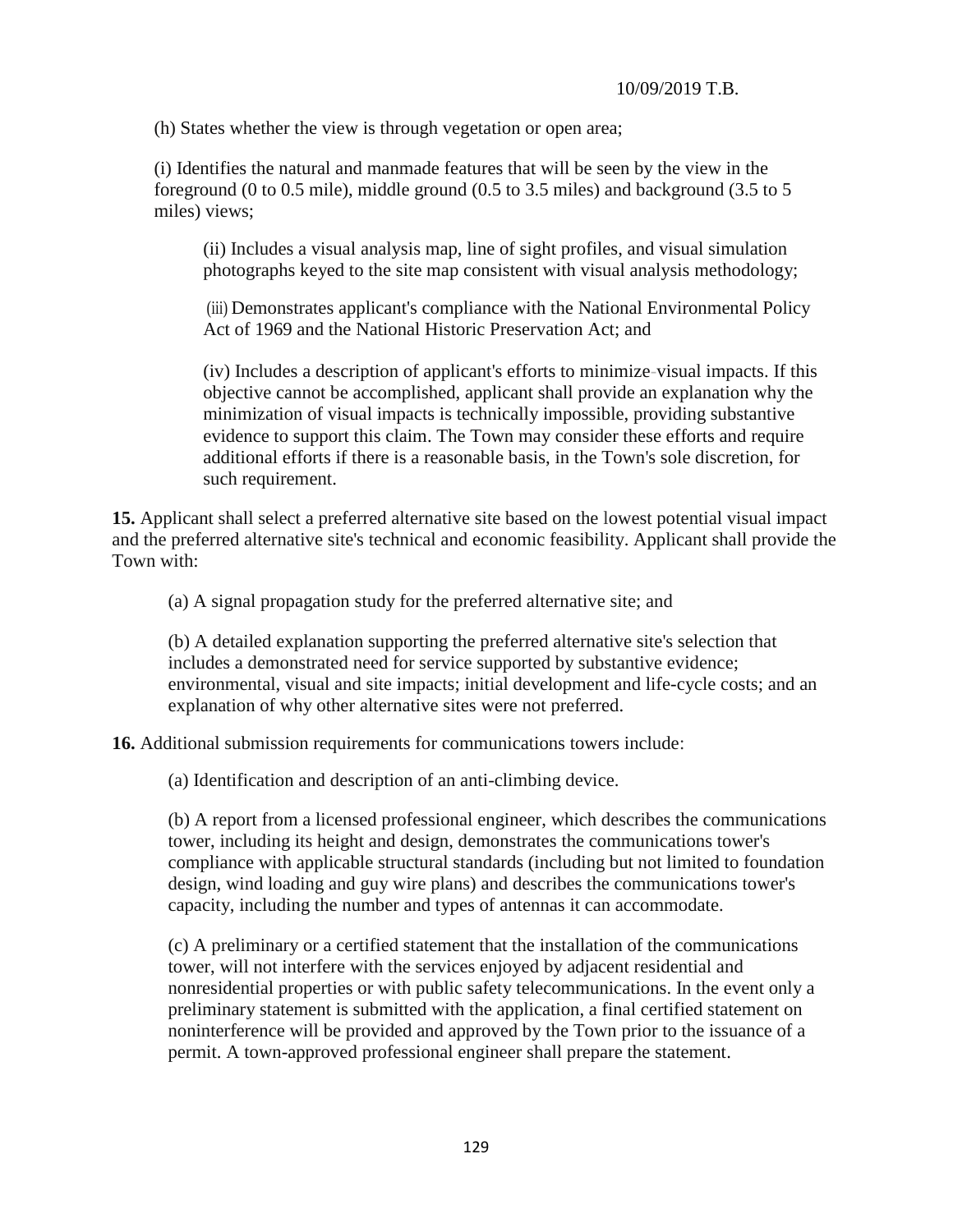(h) States whether the view is through vegetation or open area;

(i) Identifies the natural and manmade features that will be seen by the view in the foreground (0 to 0.5 mile), middle ground (0.5 to 3.5 miles) and background (3.5 to 5 miles) views;

> (ii) Includes a visual analysis map, line of sight profiles, and visual simulation photographs keyed to the site map consistent with visual analysis methodology;
>
> (iii) Demonstrates applicant's compliance with the National Environmental Policy Act of 1969 and the National Historic Preservation Act; and
>
> (iv) Includes a description of applicant's efforts to minimize visual impacts. If this objective cannot be accomplished, applicant shall provide an explanation why the minimization of visual impacts is technically impossible, providing substantive evidence to support this claim. The Town may consider these efforts and require additional efforts if there is a reasonable basis, in the Town's sole discretion, for such requirement.

**15.** Applicant shall select a preferred alternative site based on the lowest potential visual impact and the preferred alternative site's technical and economic feasibility. Applicant shall provide the Town with:

(a) A signal propagation study for the preferred alternative site; and

(b) A detailed explanation supporting the preferred alternative site's selection that includes a demonstrated need for service supported by substantive evidence; environmental, visual and site impacts; initial development and life-cycle costs; and an explanation of why other alternative sites were not preferred.

**16.** Additional submission requirements for communications towers include:

(a) Identification and description of an anti-climbing device.

(b) A report from a licensed professional engineer, which describes the communications tower, including its height and design, demonstrates the communications tower's compliance with applicable structural standards (including but not limited to foundation design, wind loading and guy wire plans) and describes the communications tower's capacity, including the number and types of antennas it can accommodate.

(c) A preliminary or a certified statement that the installation of the communications tower, will not interfere with the services enjoyed by adjacent residential and nonresidential properties or with public safety telecommunications. In the event only a preliminary statement is submitted with the application, a final certified statement on noninterference will be provided and approved by the Town prior to the issuance of a permit. A town-approved professional engineer shall prepare the statement.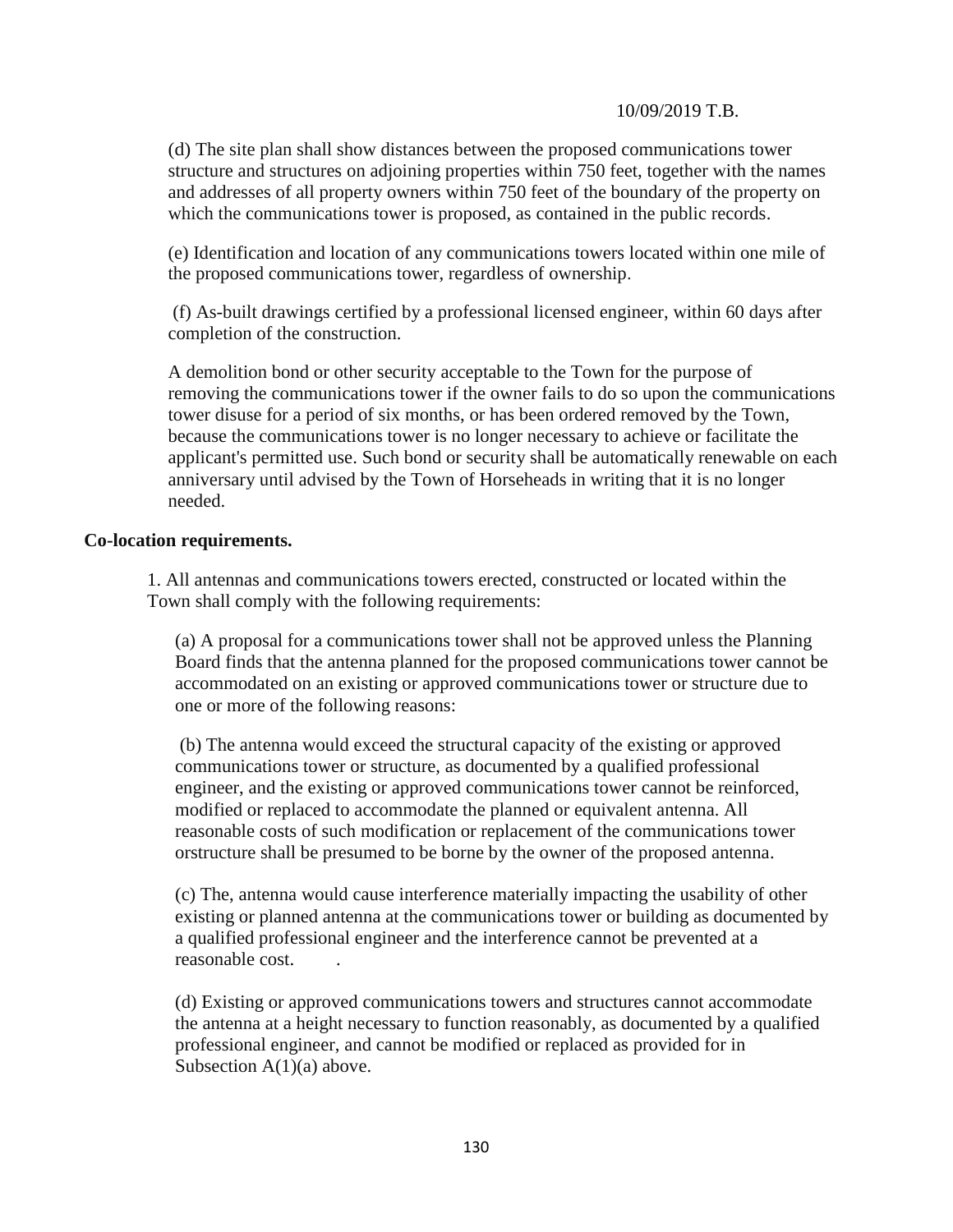(d) The site plan shall show distances between the proposed communications tower structure and structures on adjoining properties within 750 feet, together with the names and addresses of all property owners within 750 feet of the boundary of the property on which the communications tower is proposed, as contained in the public records.

(e) Identification and location of any communications towers located within one mile of the proposed communications tower, regardless of ownership.

(f) As-built drawings certified by a professional licensed engineer, within 60 days after completion of the construction.

A demolition bond or other security acceptable to the Town for the purpose of removing the communications tower if the owner fails to do so upon the communications tower disuse for a period of six months, or has been ordered removed by the Town, because the communications tower is no longer necessary to achieve or facilitate the applicant's permitted use. Such bond or security shall be automatically renewable on each anniversary until advised by the Town of Horseheads in writing that it is no longer needed.

**Co-location requirements.**

1. All antennas and communications towers erected, constructed or located within the Town shall comply with the following requirements:

(a) A proposal for a communications tower shall not be approved unless the Planning Board finds that the antenna planned for the proposed communications tower cannot be accommodated on an existing or approved communications tower or structure due to one or more of the following reasons:

(b) The antenna would exceed the structural capacity of the existing or approved communications tower or structure, as documented by a qualified professional engineer, and the existing or approved communications tower cannot be reinforced, modified or replaced to accommodate the planned or equivalent antenna. All reasonable costs of such modification or replacement of the communications tower orstructure shall be presumed to be borne by the owner of the proposed antenna.

(c) The, antenna would cause interference materially impacting the usability of other existing or planned antenna at the communications tower or building as documented by a qualified professional engineer and the interference cannot be prevented at a reasonable cost. .

(d) Existing or approved communications towers and structures cannot accommodate the antenna at a height necessary to function reasonably, as documented by a qualified professional engineer, and cannot be modified or replaced as provided for in Subsection A(1)(a) above.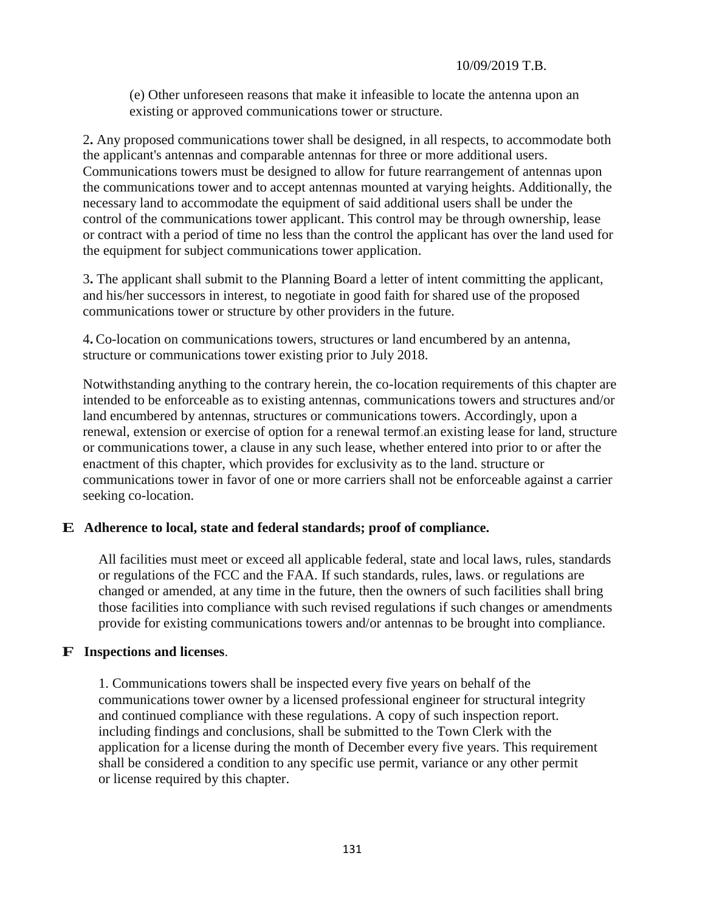(e) Other unforeseen reasons that make it infeasible to locate the antenna upon an existing or approved communications tower or structure.

2. Any proposed communications tower shall be designed, in all respects, to accommodate both the applicant's antennas and comparable antennas for three or more additional users. Communications towers must be designed to allow for future rearrangement of antennas upon the communications tower and to accept antennas mounted at varying heights. Additionally, the necessary land to accommodate the equipment of said additional users shall be under the control of the communications tower applicant. This control may be through ownership, lease or contract with a period of time no less than the control the applicant has over the land used for the equipment for subject communications tower application.

3. The applicant shall submit to the Planning Board a letter of intent committing the applicant, and his/her successors in interest, to negotiate in good faith for shared use of the proposed communications tower or structure by other providers in the future.

4. Co-location on communications towers, structures or land encumbered by an antenna, structure or communications tower existing prior to July 2018.

Notwithstanding anything to the contrary herein, the co-location requirements of this chapter are intended to be enforceable as to existing antennas, communications towers and structures and/or land encumbered by antennas, structures or communications towers. Accordingly, upon a renewal, extension or exercise of option for a renewal termof.an existing lease for land, structure or communications tower, a clause in any such lease, whether entered into prior to or after the enactment of this chapter, which provides for exclusivity as to the land. structure or communications tower in favor of one or more carriers shall not be enforceable against a carrier seeking co-location.

**E Adherence to local, state and federal standards; proof of compliance.**

All facilities must meet or exceed all applicable federal, state and local laws, rules, standards or regulations of the FCC and the FAA. If such standards, rules, laws. or regulations are changed or amended, at any time in the future, then the owners of such facilities shall bring those facilities into compliance with such revised regulations if such changes or amendments provide for existing communications towers and/or antennas to be brought into compliance.

**F Inspections and licenses**.

1. Communications towers shall be inspected every five years on behalf of the communications tower owner by a licensed professional engineer for structural integrity and continued compliance with these regulations. A copy of such inspection report. including findings and conclusions, shall be submitted to the Town Clerk with the application for a license during the month of December every five years. This requirement shall be considered a condition to any specific use permit, variance or any other permit or license required by this chapter.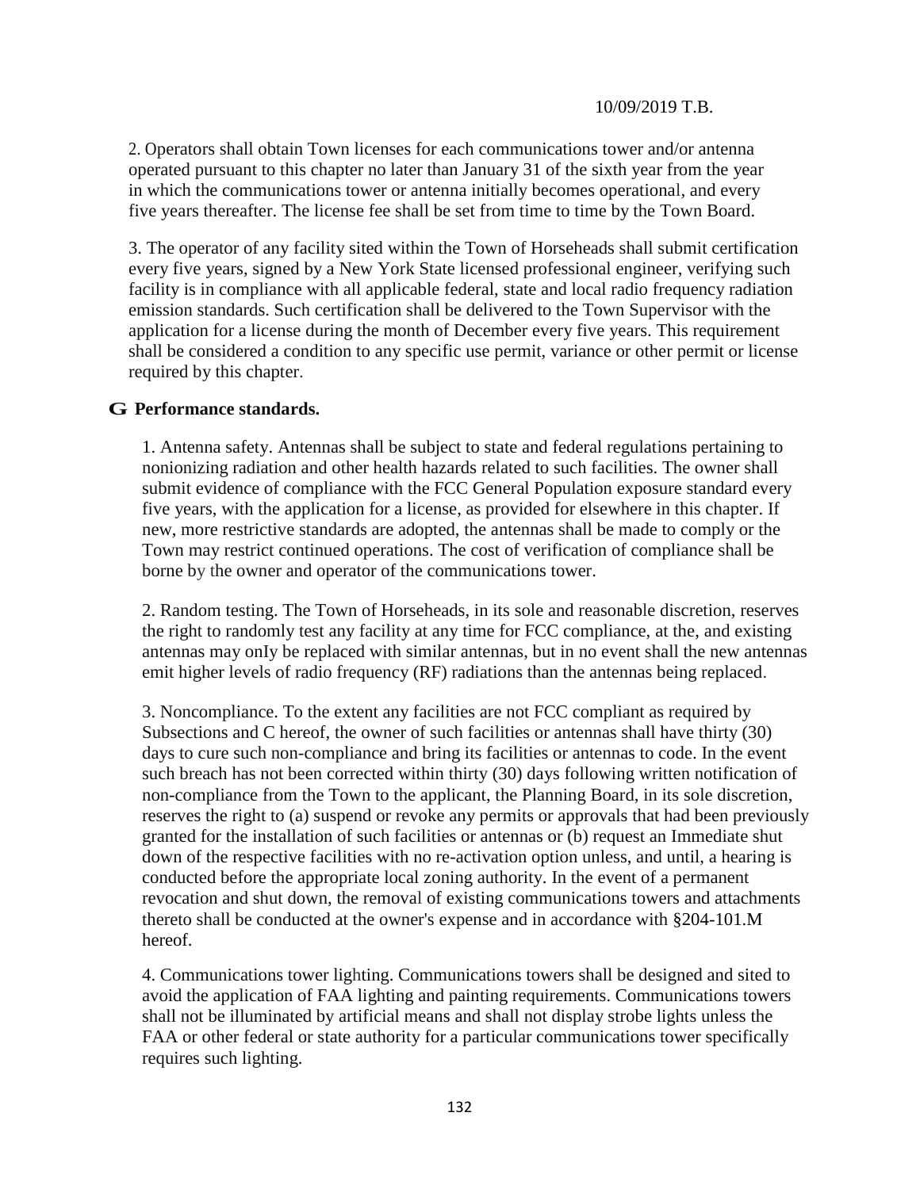2. Operators shall obtain Town licenses for each communications tower and/or antenna operated pursuant to this chapter no later than January 31 of the sixth year from the year in which the communications tower or antenna initially becomes operational, and every five years thereafter. The license fee shall be set from time to time by the Town Board.

3. The operator of any facility sited within the Town of Horseheads shall submit certification every five years, signed by a New York State licensed professional engineer, verifying such facility is in compliance with all applicable federal, state and local radio frequency radiation emission standards. Such certification shall be delivered to the Town Supervisor with the application for a license during the month of December every five years. This requirement shall be considered a condition to any specific use permit, variance or other permit or license required by this chapter.

**G Performance standards.**

1. Antenna safety. Antennas shall be subject to state and federal regulations pertaining to nonionizing radiation and other health hazards related to such facilities. The owner shall submit evidence of compliance with the FCC General Population exposure standard every five years, with the application for a license, as provided for elsewhere in this chapter. If new, more restrictive standards are adopted, the antennas shall be made to comply or the Town may restrict continued operations. The cost of verification of compliance shall be borne by the owner and operator of the communications tower.

2. Random testing. The Town of Horseheads, in its sole and reasonable discretion, reserves the right to randomly test any facility at any time for FCC compliance, at the, and existing antennas may onIy be replaced with similar antennas, but in no event shall the new antennas emit higher levels of radio frequency (RF) radiations than the antennas being replaced.

3. Noncompliance. To the extent any facilities are not FCC compliant as required by Subsections and C hereof, the owner of such facilities or antennas shall have thirty (30) days to cure such non-compliance and bring its facilities or antennas to code. In the event such breach has not been corrected within thirty (30) days following written notification of non-compliance from the Town to the applicant, the Planning Board, in its sole discretion, reserves the right to (a) suspend or revoke any permits or approvals that had been previously granted for the installation of such facilities or antennas or (b) request an Immediate shut down of the respective facilities with no re-activation option unless, and until, a hearing is conducted before the appropriate local zoning authority. In the event of a permanent revocation and shut down, the removal of existing communications towers and attachments thereto shall be conducted at the owner's expense and in accordance with §204-101.M hereof.

4. Communications tower lighting. Communications towers shall be designed and sited to avoid the application of FAA lighting and painting requirements. Communications towers shall not be illuminated by artificial means and shall not display strobe lights unless the FAA or other federal or state authority for a particular communications tower specifically requires such lighting.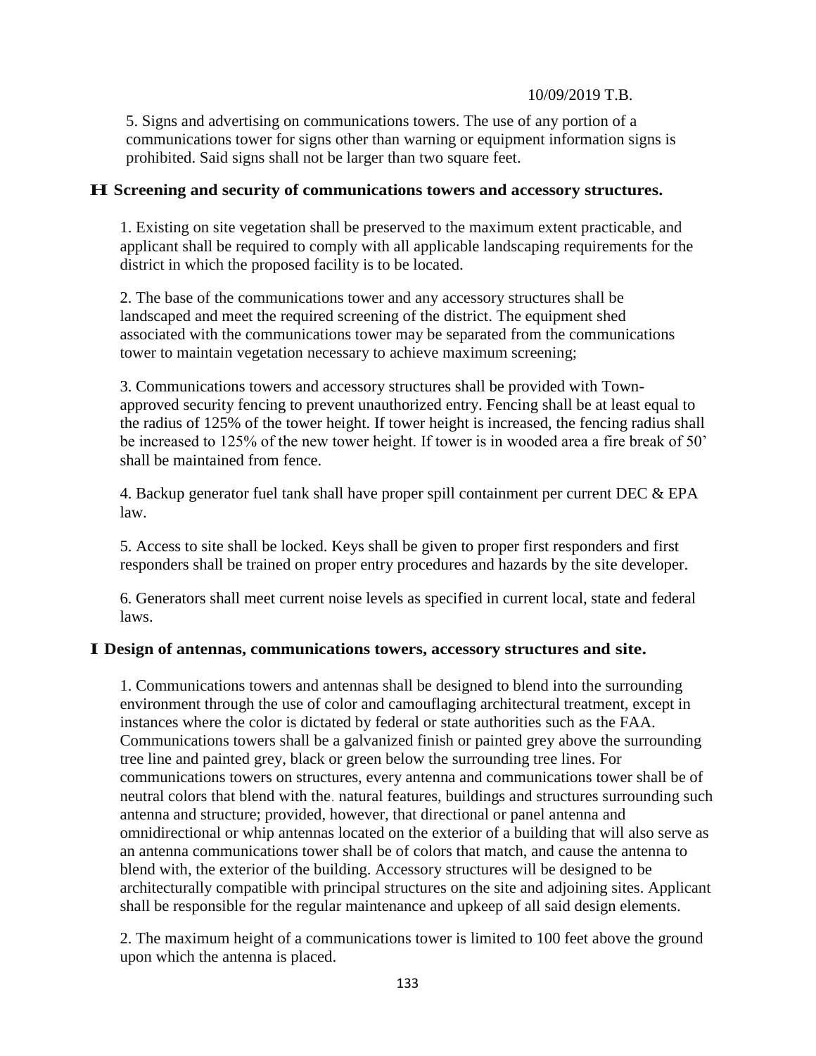5. Signs and advertising on communications towers. The use of any portion of a communications tower for signs other than warning or equipment information signs is prohibited. Said signs shall not be larger than two square feet.

## H Screening and security of communications towers and accessory structures.

1. Existing on site vegetation shall be preserved to the maximum extent practicable, and applicant shall be required to comply with all applicable landscaping requirements for the district in which the proposed facility is to be located.

2. The base of the communications tower and any accessory structures shall be landscaped and meet the required screening of the district. The equipment shed associated with the communications tower may be separated from the communications tower to maintain vegetation necessary to achieve maximum screening;

3. Communications towers and accessory structures shall be provided with Town-approved security fencing to prevent unauthorized entry. Fencing shall be at least equal to the radius of 125% of the tower height. If tower height is increased, the fencing radius shall be increased to 125% of the new tower height. If tower is in wooded area a fire break of 50' shall be maintained from fence.

4. Backup generator fuel tank shall have proper spill containment per current DEC & EPA law.

5. Access to site shall be locked. Keys shall be given to proper first responders and first responders shall be trained on proper entry procedures and hazards by the site developer.

6. Generators shall meet current noise levels as specified in current local, state and federal laws.

## I Design of antennas, communications towers, accessory structures and site.

1. Communications towers and antennas shall be designed to blend into the surrounding environment through the use of color and camouflaging architectural treatment, except in instances where the color is dictated by federal or state authorities such as the FAA. Communications towers shall be a galvanized finish or painted grey above the surrounding tree line and painted grey, black or green below the surrounding tree lines. For communications towers on structures, every antenna and communications tower shall be of neutral colors that blend with the natural features, buildings and structures surrounding such antenna and structure; provided, however, that directional or panel antenna and omnidirectional or whip antennas located on the exterior of a building that will also serve as an antenna communications tower shall be of colors that match, and cause the antenna to blend with, the exterior of the building. Accessory structures will be designed to be architecturally compatible with principal structures on the site and adjoining sites. Applicant shall be responsible for the regular maintenance and upkeep of all said design elements.

2. The maximum height of a communications tower is limited to 100 feet above the ground upon which the antenna is placed.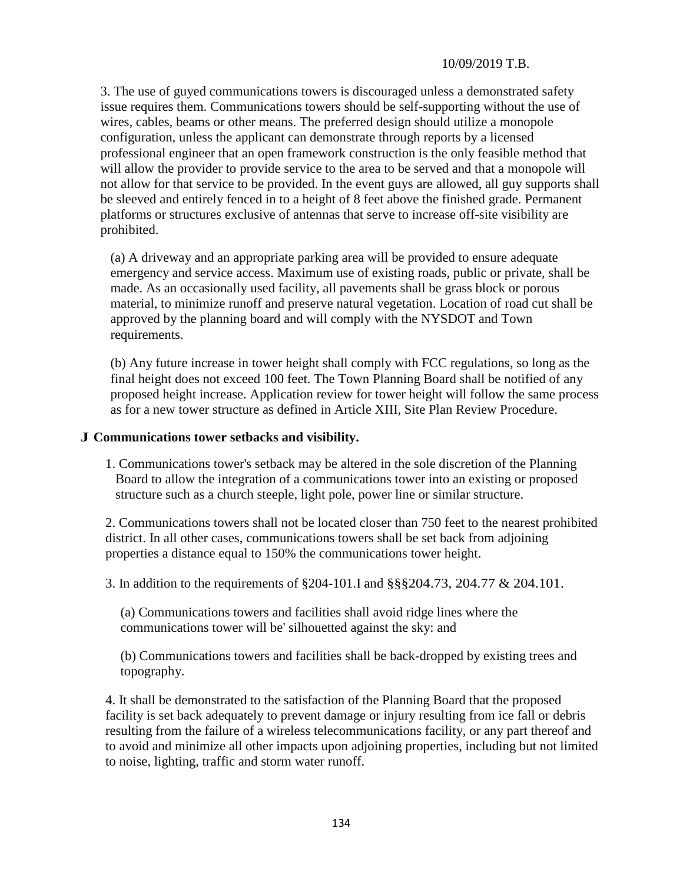3. The use of guyed communications towers is discouraged unless a demonstrated safety issue requires them. Communications towers should be self-supporting without the use of wires, cables, beams or other means. The preferred design should utilize a monopole configuration, unless the applicant can demonstrate through reports by a licensed professional engineer that an open framework construction is the only feasible method that will allow the provider to provide service to the area to be served and that a monopole will not allow for that service to be provided. In the event guys are allowed, all guy supports shall be sleeved and entirely fenced in to a height of 8 feet above the finished grade. Permanent platforms or structures exclusive of antennas that serve to increase off-site visibility are prohibited.

(a) A driveway and an appropriate parking area will be provided to ensure adequate emergency and service access. Maximum use of existing roads, public or private, shall be made. As an occasionally used facility, all pavements shall be grass block or porous material, to minimize runoff and preserve natural vegetation. Location of road cut shall be approved by the planning board and will comply with the NYSDOT and Town requirements.

(b) Any future increase in tower height shall comply with FCC regulations, so long as the final height does not exceed 100 feet. The Town Planning Board shall be notified of any proposed height increase. Application review for tower height will follow the same process as for a new tower structure as defined in Article XIII, Site Plan Review Procedure.

**J Communications tower setbacks and visibility.**

1. Communications tower's setback may be altered in the sole discretion of the Planning Board to allow the integration of a communications tower into an existing or proposed structure such as a church steeple, light pole, power line or similar structure.

2. Communications towers shall not be located closer than 750 feet to the nearest prohibited district. In all other cases, communications towers shall be set back from adjoining properties a distance equal to 150% the communications tower height.

3. In addition to the requirements of §204-101.I and §§§204.73, 204.77 & 204.101.

(a) Communications towers and facilities shall avoid ridge lines where the communications tower will be' silhouetted against the sky: and

(b) Communications towers and facilities shall be back-dropped by existing trees and topography.

4. It shall be demonstrated to the satisfaction of the Planning Board that the proposed facility is set back adequately to prevent damage or injury resulting from ice fall or debris resulting from the failure of a wireless telecommunications facility, or any part thereof and to avoid and minimize all other impacts upon adjoining properties, including but not limited to noise, lighting, traffic and storm water runoff.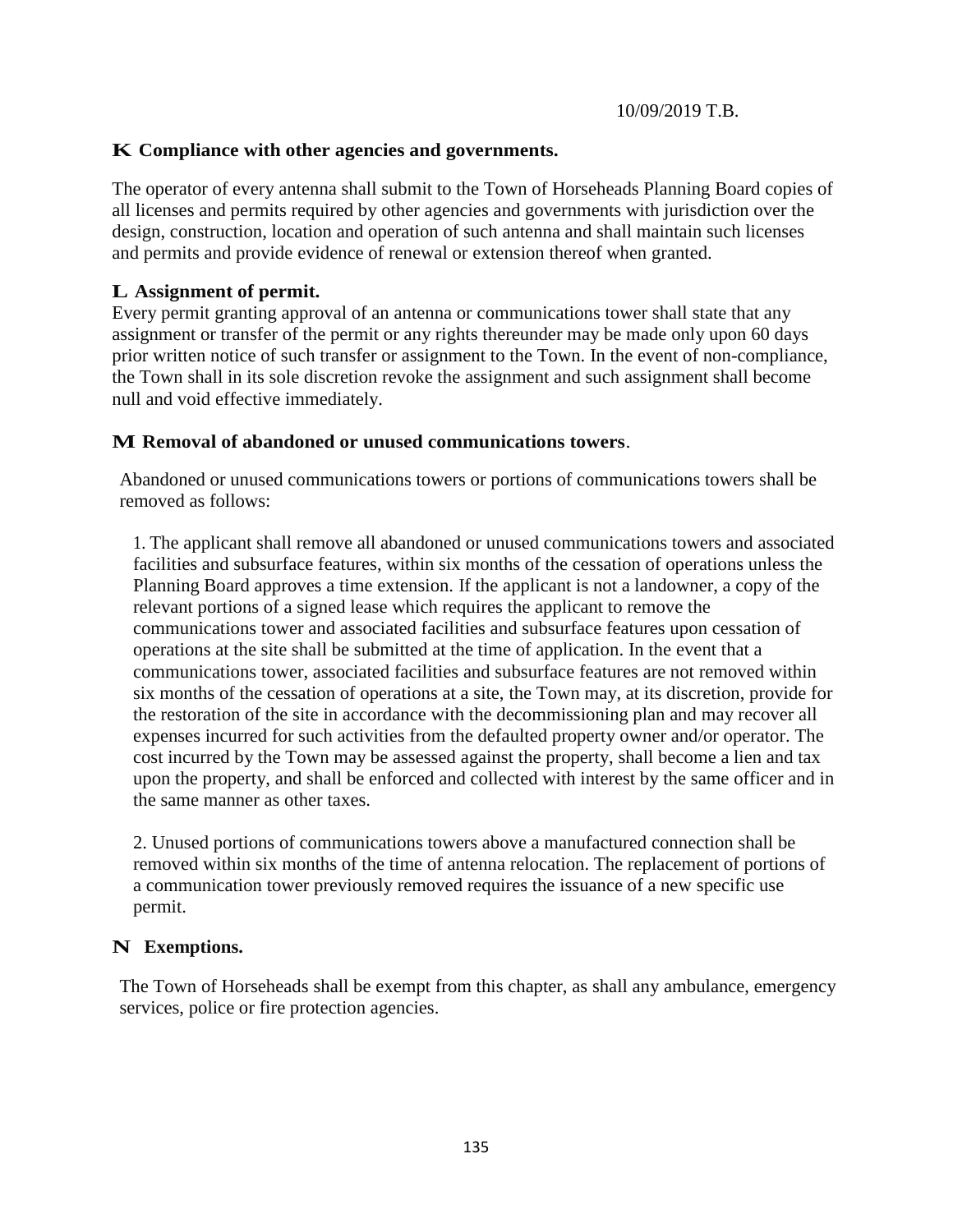10/09/2019 T.B.

**K Compliance with other agencies and governments.**

The operator of every antenna shall submit to the Town of Horseheads Planning Board copies of all licenses and permits required by other agencies and governments with jurisdiction over the design, construction, location and operation of such antenna and shall maintain such licenses and permits and provide evidence of renewal or extension thereof when granted.

**L Assignment of permit.**

Every permit granting approval of an antenna or communications tower shall state that any assignment or transfer of the permit or any rights thereunder may be made only upon 60 days prior written notice of such transfer or assignment to the Town. In the event of non-compliance, the Town shall in its sole discretion revoke the assignment and such assignment shall become null and void effective immediately.

**M Removal of abandoned or unused communications towers**.

Abandoned or unused communications towers or portions of communications towers shall be removed as follows:

1. The applicant shall remove all abandoned or unused communications towers and associated facilities and subsurface features, within six months of the cessation of operations unless the Planning Board approves a time extension. If the applicant is not a landowner, a copy of the relevant portions of a signed lease which requires the applicant to remove the communications tower and associated facilities and subsurface features upon cessation of operations at the site shall be submitted at the time of application. In the event that a communications tower, associated facilities and subsurface features are not removed within six months of the cessation of operations at a site, the Town may, at its discretion, provide for the restoration of the site in accordance with the decommissioning plan and may recover all expenses incurred for such activities from the defaulted property owner and/or operator. The cost incurred by the Town may be assessed against the property, shall become a lien and tax upon the property, and shall be enforced and collected with interest by the same officer and in the same manner as other taxes.

2. Unused portions of communications towers above a manufactured connection shall be removed within six months of the time of antenna relocation. The replacement of portions of a communication tower previously removed requires the issuance of a new specific use permit.

**N Exemptions.**

The Town of Horseheads shall be exempt from this chapter, as shall any ambulance, emergency services, police or fire protection agencies.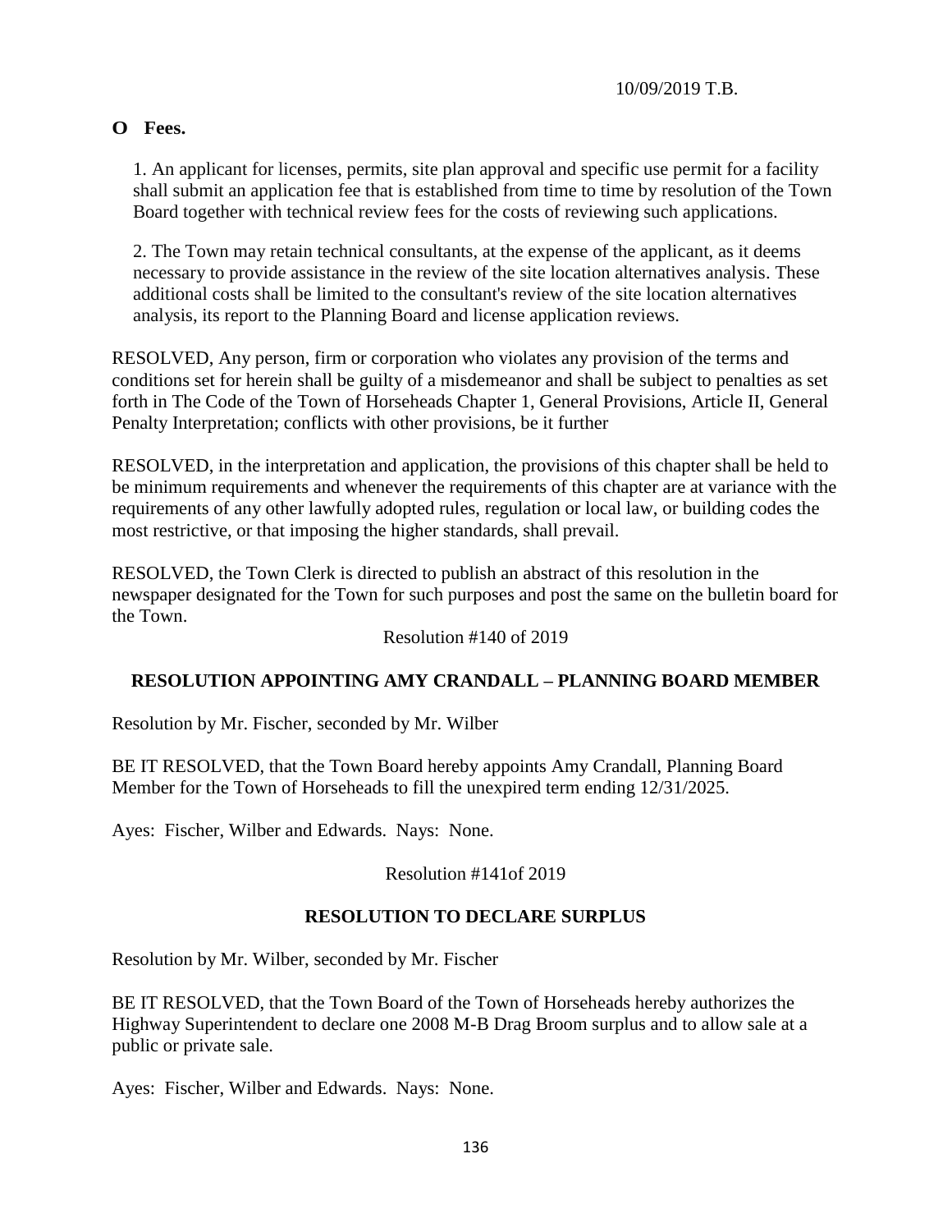**O Fees.**

1. An applicant for licenses, permits, site plan approval and specific use permit for a facility shall submit an application fee that is established from time to time by resolution of the Town Board together with technical review fees for the costs of reviewing such applications.

2. The Town may retain technical consultants, at the expense of the applicant, as it deems necessary to provide assistance in the review of the site location alternatives analysis. These additional costs shall be limited to the consultant's review of the site location alternatives analysis, its report to the Planning Board and license application reviews.

RESOLVED, Any person, firm or corporation who violates any provision of the terms and conditions set for herein shall be guilty of a misdemeanor and shall be subject to penalties as set forth in The Code of the Town of Horseheads Chapter 1, General Provisions, Article II, General Penalty Interpretation; conflicts with other provisions, be it further

RESOLVED, in the interpretation and application, the provisions of this chapter shall be held to be minimum requirements and whenever the requirements of this chapter are at variance with the requirements of any other lawfully adopted rules, regulation or local law, or building codes the most restrictive, or that imposing the higher standards, shall prevail.

RESOLVED, the Town Clerk is directed to publish an abstract of this resolution in the newspaper designated for the Town for such purposes and post the same on the bulletin board for the Town.

Resolution #140 of 2019

## RESOLUTION APPOINTING AMY CRANDALL – PLANNING BOARD MEMBER

Resolution by Mr. Fischer, seconded by Mr. Wilber

BE IT RESOLVED, that the Town Board hereby appoints Amy Crandall, Planning Board Member for the Town of Horseheads to fill the unexpired term ending 12/31/2025.

Ayes: Fischer, Wilber and Edwards. Nays: None.

Resolution #141of 2019

## RESOLUTION TO DECLARE SURPLUS

Resolution by Mr. Wilber, seconded by Mr. Fischer

BE IT RESOLVED, that the Town Board of the Town of Horseheads hereby authorizes the Highway Superintendent to declare one 2008 M-B Drag Broom surplus and to allow sale at a public or private sale.

Ayes: Fischer, Wilber and Edwards. Nays: None.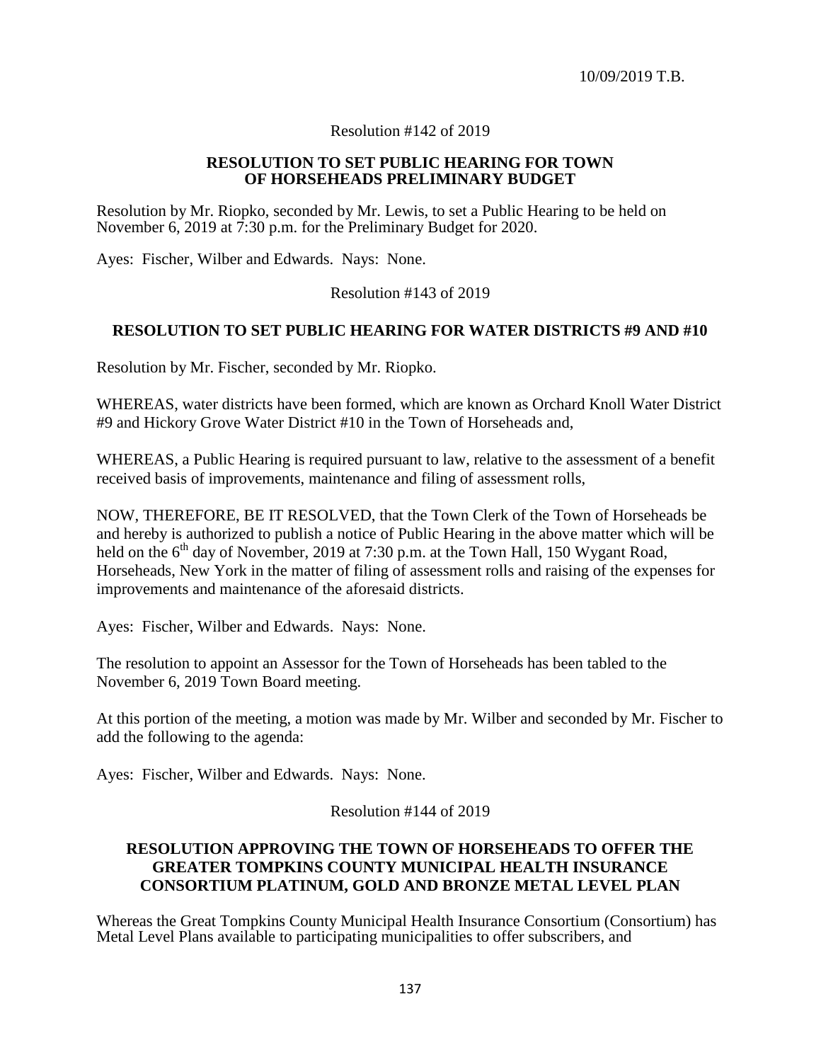10/09/2019 T.B.

Resolution #142 of 2019

**RESOLUTION TO SET PUBLIC HEARING FOR TOWN OF HORSEHEADS PRELIMINARY BUDGET**

Resolution by Mr. Riopko, seconded by Mr. Lewis, to set a Public Hearing to be held on November 6, 2019 at 7:30 p.m. for the Preliminary Budget for 2020.

Ayes: Fischer, Wilber and Edwards. Nays: None.

Resolution #143 of 2019

**RESOLUTION TO SET PUBLIC HEARING FOR WATER DISTRICTS #9 AND #10**

Resolution by Mr. Fischer, seconded by Mr. Riopko.

WHEREAS, water districts have been formed, which are known as Orchard Knoll Water District #9 and Hickory Grove Water District #10 in the Town of Horseheads and,

WHEREAS, a Public Hearing is required pursuant to law, relative to the assessment of a benefit received basis of improvements, maintenance and filing of assessment rolls,

NOW, THEREFORE, BE IT RESOLVED, that the Town Clerk of the Town of Horseheads be and hereby is authorized to publish a notice of Public Hearing in the above matter which will be held on the 6th day of November, 2019 at 7:30 p.m. at the Town Hall, 150 Wygant Road, Horseheads, New York in the matter of filing of assessment rolls and raising of the expenses for improvements and maintenance of the aforesaid districts.

Ayes: Fischer, Wilber and Edwards. Nays: None.

The resolution to appoint an Assessor for the Town of Horseheads has been tabled to the November 6, 2019 Town Board meeting.

At this portion of the meeting, a motion was made by Mr. Wilber and seconded by Mr. Fischer to add the following to the agenda:

Ayes: Fischer, Wilber and Edwards. Nays: None.

Resolution #144 of 2019

**RESOLUTION APPROVING THE TOWN OF HORSEHEADS TO OFFER THE GREATER TOMPKINS COUNTY MUNICIPAL HEALTH INSURANCE CONSORTIUM PLATINUM, GOLD AND BRONZE METAL LEVEL PLAN**

Whereas the Great Tompkins County Municipal Health Insurance Consortium (Consortium) has Metal Level Plans available to participating municipalities to offer subscribers, and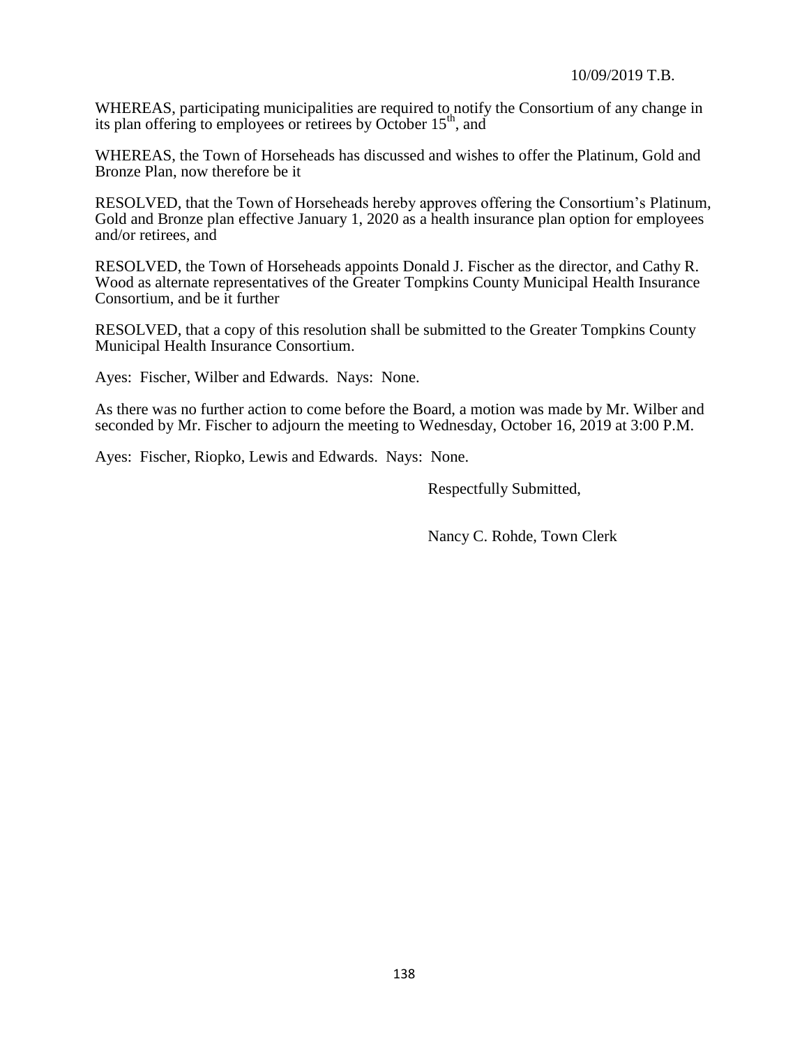10/09/2019 T.B.

WHEREAS, participating municipalities are required to notify the Consortium of any change in its plan offering to employees or retirees by October 15th, and

WHEREAS, the Town of Horseheads has discussed and wishes to offer the Platinum, Gold and Bronze Plan, now therefore be it

RESOLVED, that the Town of Horseheads hereby approves offering the Consortium's Platinum, Gold and Bronze plan effective January 1, 2020 as a health insurance plan option for employees and/or retirees, and

RESOLVED, the Town of Horseheads appoints Donald J. Fischer as the director, and Cathy R. Wood as alternate representatives of the Greater Tompkins County Municipal Health Insurance Consortium, and be it further

RESOLVED, that a copy of this resolution shall be submitted to the Greater Tompkins County Municipal Health Insurance Consortium.

Ayes: Fischer, Wilber and Edwards. Nays: None.

As there was no further action to come before the Board, a motion was made by Mr. Wilber and seconded by Mr. Fischer to adjourn the meeting to Wednesday, October 16, 2019 at 3:00 P.M.

Ayes: Fischer, Riopko, Lewis and Edwards. Nays: None.

Respectfully Submitted,

Nancy C. Rohde, Town Clerk